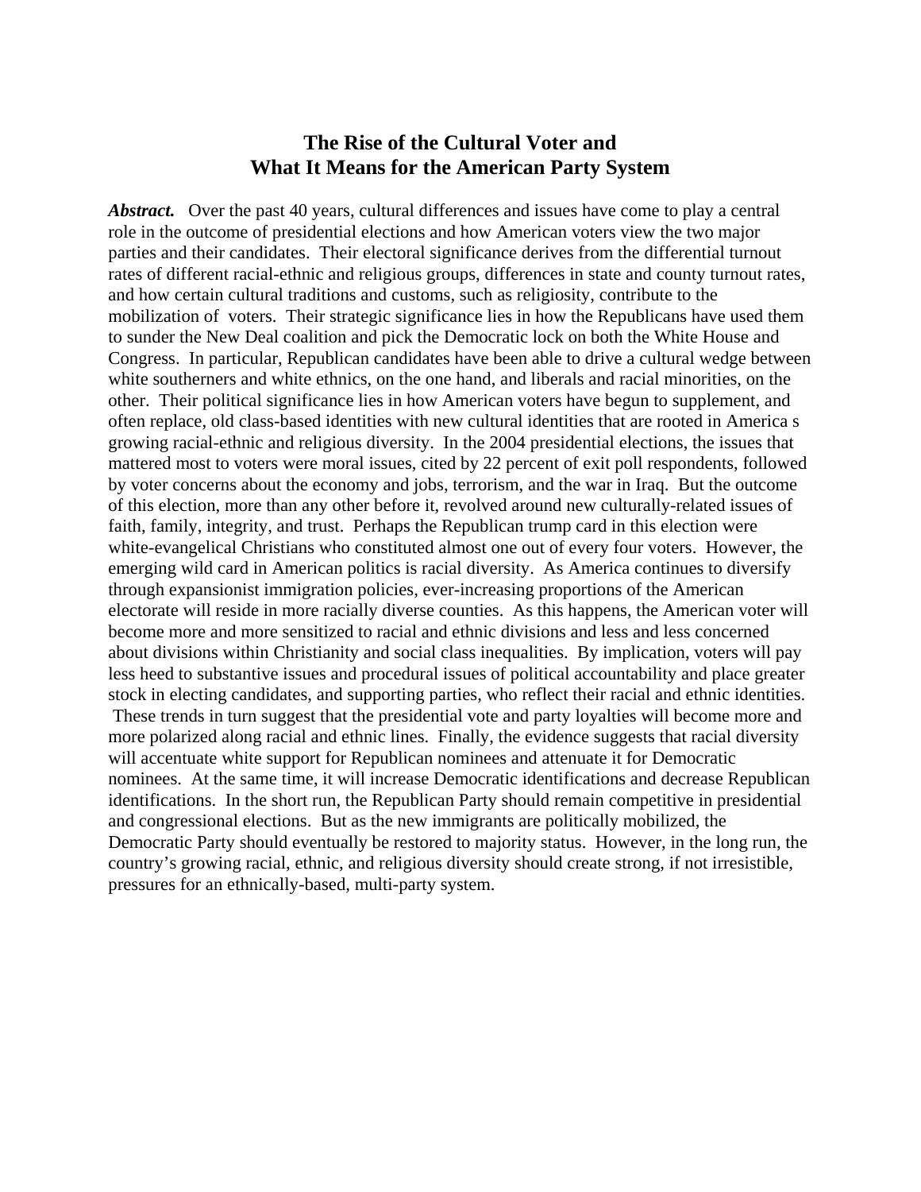# The Rise of the Cultural Voter and What It Means for the American Party System

***Abstract.*** Over the past 40 years, cultural differences and issues have come to play a central role in the outcome of presidential elections and how American voters view the two major parties and their candidates. Their electoral significance derives from the differential turnout rates of different racial-ethnic and religious groups, differences in state and county turnout rates, and how certain cultural traditions and customs, such as religiosity, contribute to the mobilization of voters. Their strategic significance lies in how the Republicans have used them to sunder the New Deal coalition and pick the Democratic lock on both the White House and Congress. In particular, Republican candidates have been able to drive a cultural wedge between white southerners and white ethnics, on the one hand, and liberals and racial minorities, on the other. Their political significance lies in how American voters have begun to supplement, and often replace, old class-based identities with new cultural identities that are rooted in America s growing racial-ethnic and religious diversity. In the 2004 presidential elections, the issues that mattered most to voters were moral issues, cited by 22 percent of exit poll respondents, followed by voter concerns about the economy and jobs, terrorism, and the war in Iraq. But the outcome of this election, more than any other before it, revolved around new culturally-related issues of faith, family, integrity, and trust. Perhaps the Republican trump card in this election were white-evangelical Christians who constituted almost one out of every four voters. However, the emerging wild card in American politics is racial diversity. As America continues to diversify through expansionist immigration policies, ever-increasing proportions of the American electorate will reside in more racially diverse counties. As this happens, the American voter will become more and more sensitized to racial and ethnic divisions and less and less concerned about divisions within Christianity and social class inequalities. By implication, voters will pay less heed to substantive issues and procedural issues of political accountability and place greater stock in electing candidates, and supporting parties, who reflect their racial and ethnic identities. These trends in turn suggest that the presidential vote and party loyalties will become more and more polarized along racial and ethnic lines. Finally, the evidence suggests that racial diversity will accentuate white support for Republican nominees and attenuate it for Democratic nominees. At the same time, it will increase Democratic identifications and decrease Republican identifications. In the short run, the Republican Party should remain competitive in presidential and congressional elections. But as the new immigrants are politically mobilized, the Democratic Party should eventually be restored to majority status. However, in the long run, the country's growing racial, ethnic, and religious diversity should create strong, if not irresistible, pressures for an ethnically-based, multi-party system.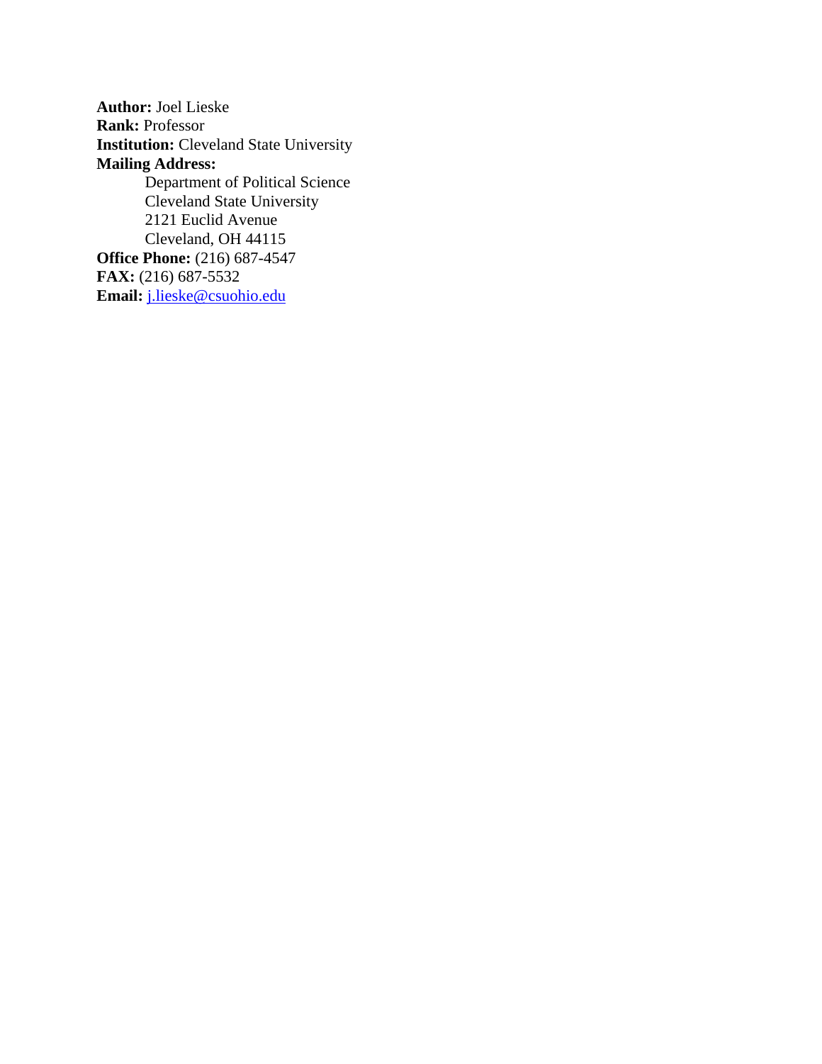**Author:** Joel Lieske
**Rank:** Professor
**Institution:** Cleveland State University
**Mailing Address:**

> Department of Political Science
> Cleveland State University
> 2121 Euclid Avenue
> Cleveland, OH 44115

**Office Phone:** (216) 687-4547
**FAX:** (216) 687-5532
**Email:** j.lieske@csuohio.edu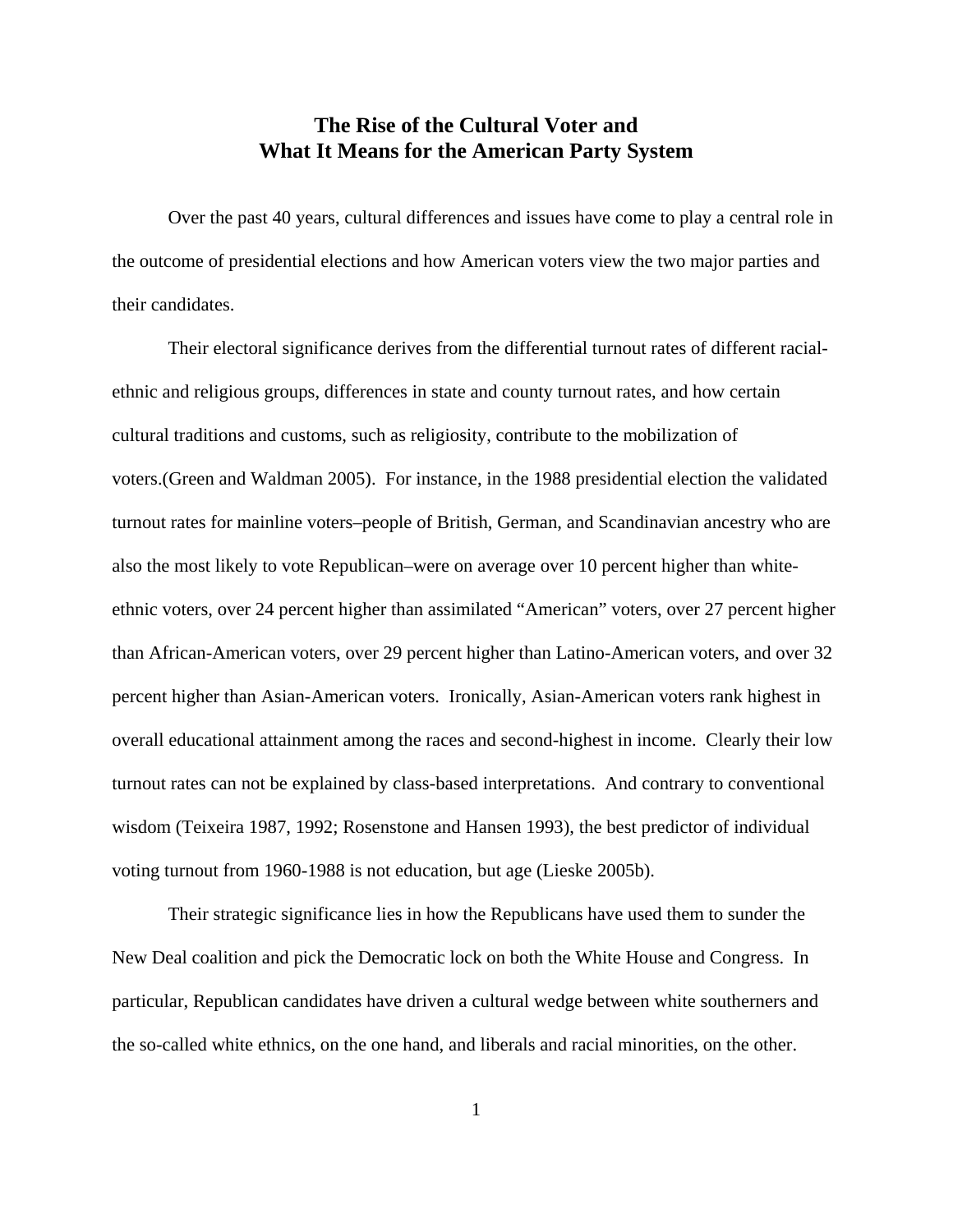# The Rise of the Cultural Voter and What It Means for the American Party System

Over the past 40 years, cultural differences and issues have come to play a central role in the outcome of presidential elections and how American voters view the two major parties and their candidates.

Their electoral significance derives from the differential turnout rates of different racial-ethnic and religious groups, differences in state and county turnout rates, and how certain cultural traditions and customs, such as religiosity, contribute to the mobilization of voters.(Green and Waldman 2005). For instance, in the 1988 presidential election the validated turnout rates for mainline voters–people of British, German, and Scandinavian ancestry who are also the most likely to vote Republican–were on average over 10 percent higher than white-ethnic voters, over 24 percent higher than assimilated "American" voters, over 27 percent higher than African-American voters, over 29 percent higher than Latino-American voters, and over 32 percent higher than Asian-American voters. Ironically, Asian-American voters rank highest in overall educational attainment among the races and second-highest in income. Clearly their low turnout rates can not be explained by class-based interpretations. And contrary to conventional wisdom (Teixeira 1987, 1992; Rosenstone and Hansen 1993), the best predictor of individual voting turnout from 1960-1988 is not education, but age (Lieske 2005b).

Their strategic significance lies in how the Republicans have used them to sunder the New Deal coalition and pick the Democratic lock on both the White House and Congress. In particular, Republican candidates have driven a cultural wedge between white southerners and the so-called white ethnics, on the one hand, and liberals and racial minorities, on the other.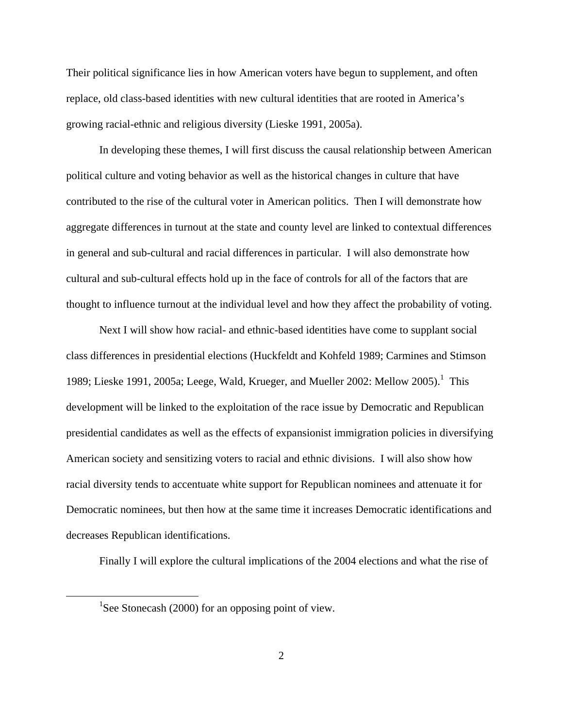Their political significance lies in how American voters have begun to supplement, and often replace, old class-based identities with new cultural identities that are rooted in America's growing racial-ethnic and religious diversity (Lieske 1991, 2005a).

In developing these themes, I will first discuss the causal relationship between American political culture and voting behavior as well as the historical changes in culture that have contributed to the rise of the cultural voter in American politics. Then I will demonstrate how aggregate differences in turnout at the state and county level are linked to contextual differences in general and sub-cultural and racial differences in particular. I will also demonstrate how cultural and sub-cultural effects hold up in the face of controls for all of the factors that are thought to influence turnout at the individual level and how they affect the probability of voting.

Next I will show how racial- and ethnic-based identities have come to supplant social class differences in presidential elections (Huckfeldt and Kohfeld 1989; Carmines and Stimson 1989; Lieske 1991, 2005a; Leege, Wald, Krueger, and Mueller 2002: Mellow 2005).[1] This development will be linked to the exploitation of the race issue by Democratic and Republican presidential candidates as well as the effects of expansionist immigration policies in diversifying American society and sensitizing voters to racial and ethnic divisions. I will also show how racial diversity tends to accentuate white support for Republican nominees and attenuate it for Democratic nominees, but then how at the same time it increases Democratic identifications and decreases Republican identifications.

Finally I will explore the cultural implications of the 2004 elections and what the rise of

[1] See Stonecash (2000) for an opposing point of view.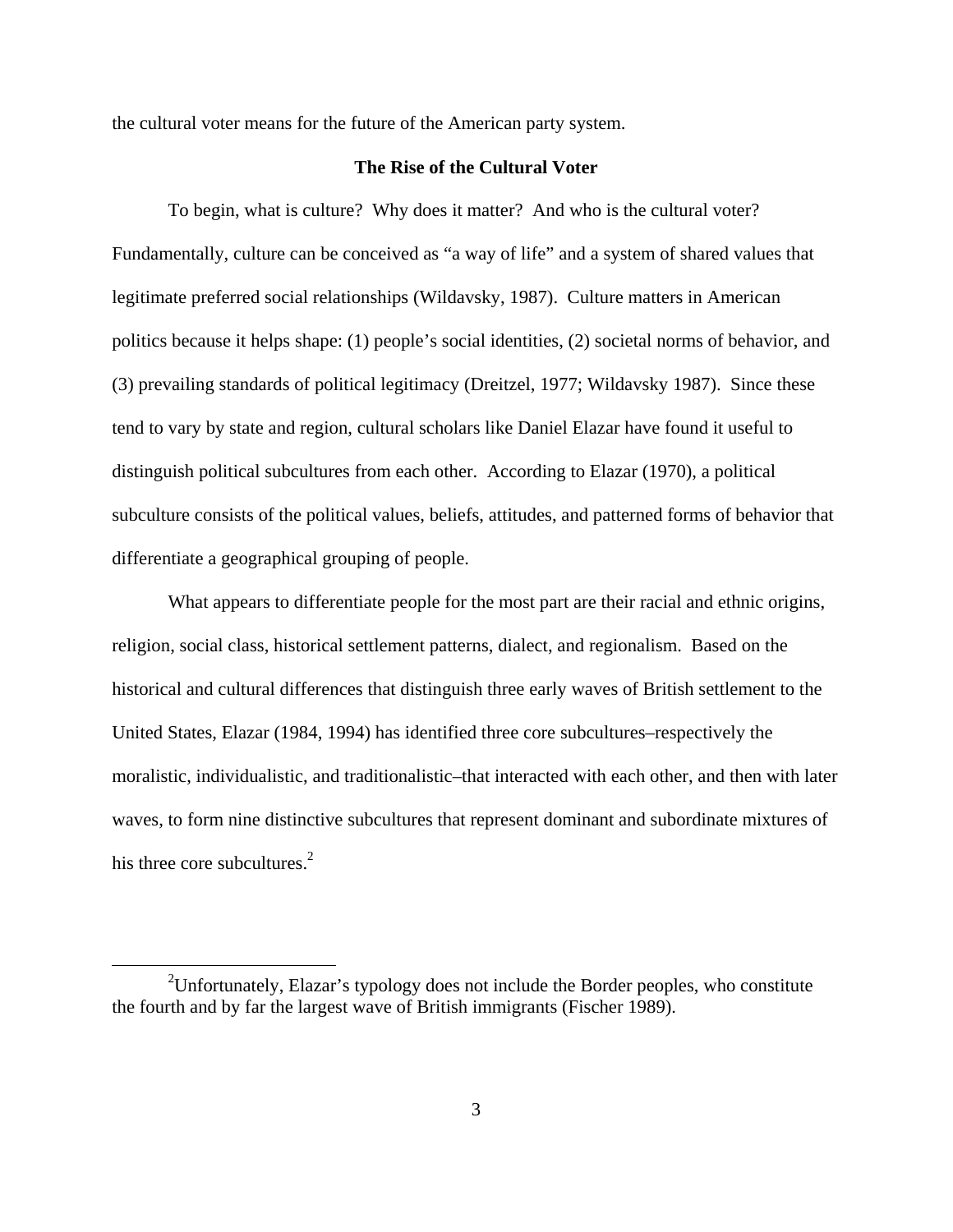the cultural voter means for the future of the American party system.

## The Rise of the Cultural Voter

To begin, what is culture? Why does it matter? And who is the cultural voter? Fundamentally, culture can be conceived as "a way of life" and a system of shared values that legitimate preferred social relationships (Wildavsky, 1987). Culture matters in American politics because it helps shape: (1) people's social identities, (2) societal norms of behavior, and (3) prevailing standards of political legitimacy (Dreitzel, 1977; Wildavsky 1987). Since these tend to vary by state and region, cultural scholars like Daniel Elazar have found it useful to distinguish political subcultures from each other. According to Elazar (1970), a political subculture consists of the political values, beliefs, attitudes, and patterned forms of behavior that differentiate a geographical grouping of people.

What appears to differentiate people for the most part are their racial and ethnic origins, religion, social class, historical settlement patterns, dialect, and regionalism. Based on the historical and cultural differences that distinguish three early waves of British settlement to the United States, Elazar (1984, 1994) has identified three core subcultures–respectively the moralistic, individualistic, and traditionalistic–that interacted with each other, and then with later waves, to form nine distinctive subcultures that represent dominant and subordinate mixtures of his three core subcultures.[2]

[2] Unfortunately, Elazar's typology does not include the Border peoples, who constitute the fourth and by far the largest wave of British immigrants (Fischer 1989).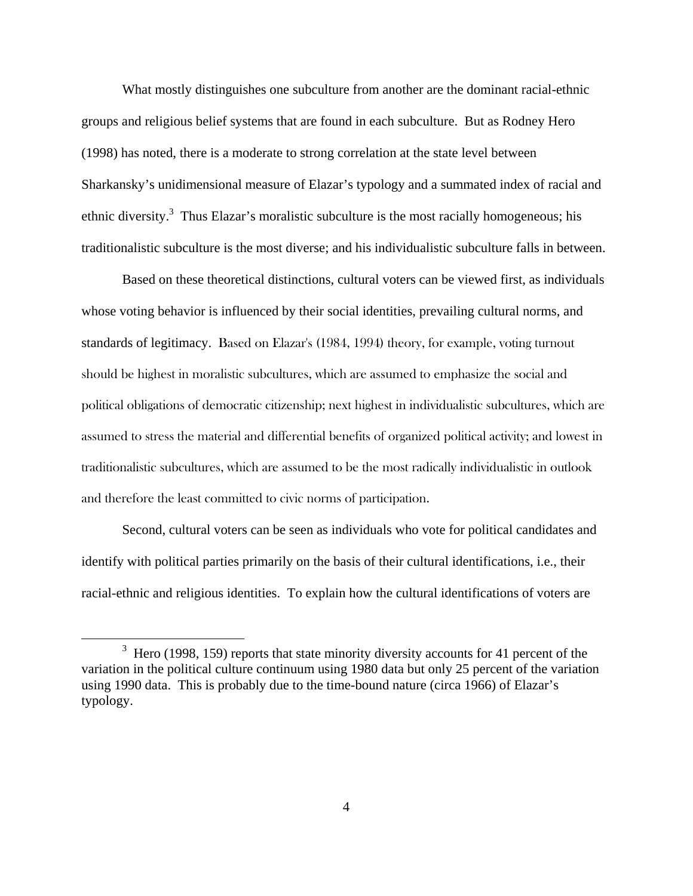What mostly distinguishes one subculture from another are the dominant racial-ethnic groups and religious belief systems that are found in each subculture. But as Rodney Hero (1998) has noted, there is a moderate to strong correlation at the state level between Sharkansky's unidimensional measure of Elazar's typology and a summated index of racial and ethnic diversity.[3] Thus Elazar's moralistic subculture is the most racially homogeneous; his traditionalistic subculture is the most diverse; and his individualistic subculture falls in between.

Based on these theoretical distinctions, cultural voters can be viewed first, as individuals whose voting behavior is influenced by their social identities, prevailing cultural norms, and standards of legitimacy. Based on Elazar's (1984, 1994) theory, for example, voting turnout should be highest in moralistic subcultures, which are assumed to emphasize the social and political obligations of democratic citizenship; next highest in individualistic subcultures, which are assumed to stress the material and differential benefits of organized political activity; and lowest in traditionalistic subcultures, which are assumed to be the most radically individualistic in outlook and therefore the least committed to civic norms of participation.

Second, cultural voters can be seen as individuals who vote for political candidates and identify with political parties primarily on the basis of their cultural identifications, i.e., their racial-ethnic and religious identities. To explain how the cultural identifications of voters are

[3] Hero (1998, 159) reports that state minority diversity accounts for 41 percent of the variation in the political culture continuum using 1980 data but only 25 percent of the variation using 1990 data. This is probably due to the time-bound nature (circa 1966) of Elazar's typology.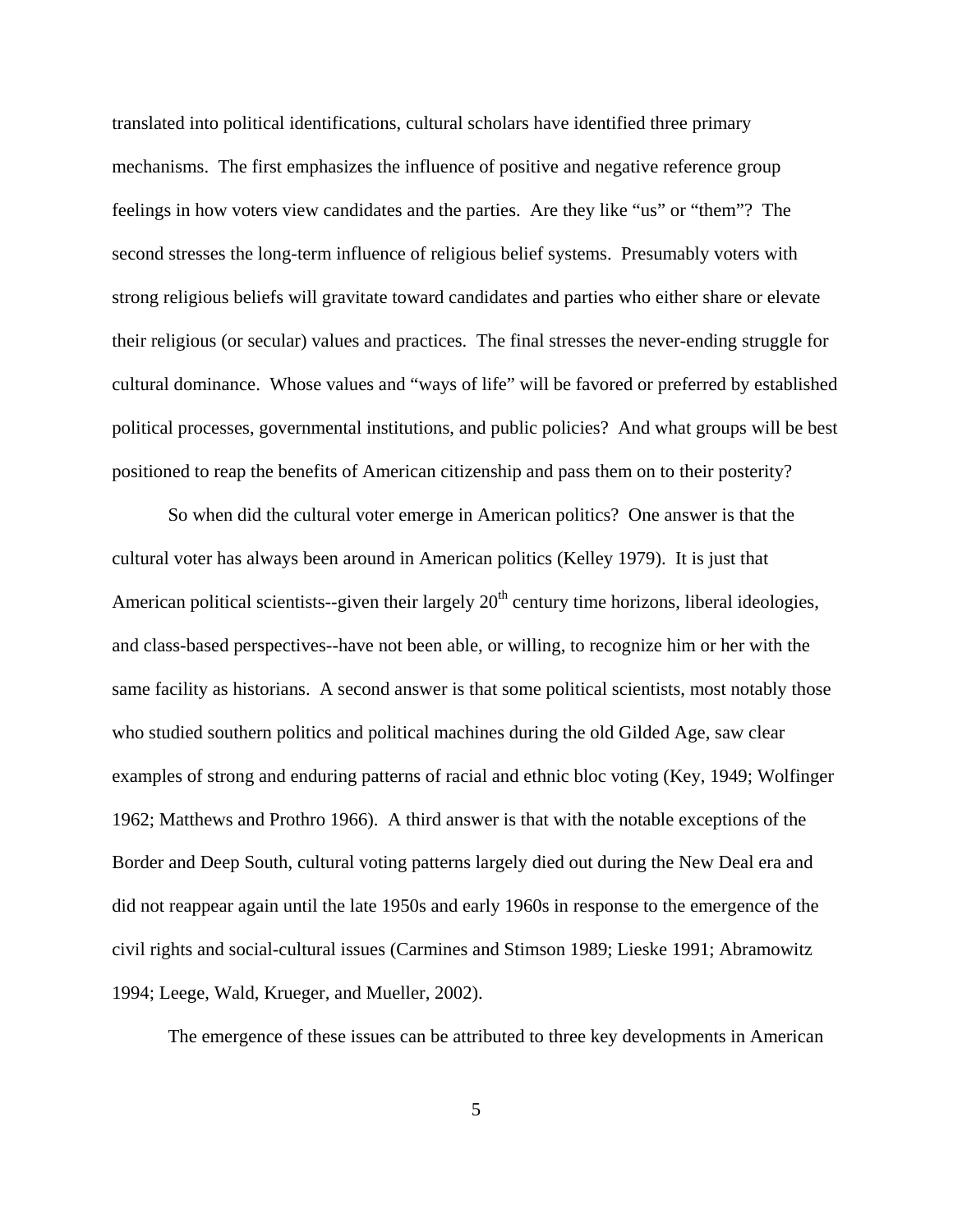translated into political identifications, cultural scholars have identified three primary mechanisms. The first emphasizes the influence of positive and negative reference group feelings in how voters view candidates and the parties. Are they like "us" or "them"? The second stresses the long-term influence of religious belief systems. Presumably voters with strong religious beliefs will gravitate toward candidates and parties who either share or elevate their religious (or secular) values and practices. The final stresses the never-ending struggle for cultural dominance. Whose values and "ways of life" will be favored or preferred by established political processes, governmental institutions, and public policies? And what groups will be best positioned to reap the benefits of American citizenship and pass them on to their posterity?

So when did the cultural voter emerge in American politics? One answer is that the cultural voter has always been around in American politics (Kelley 1979). It is just that American political scientists--given their largely 20th century time horizons, liberal ideologies, and class-based perspectives--have not been able, or willing, to recognize him or her with the same facility as historians. A second answer is that some political scientists, most notably those who studied southern politics and political machines during the old Gilded Age, saw clear examples of strong and enduring patterns of racial and ethnic bloc voting (Key, 1949; Wolfinger 1962; Matthews and Prothro 1966). A third answer is that with the notable exceptions of the Border and Deep South, cultural voting patterns largely died out during the New Deal era and did not reappear again until the late 1950s and early 1960s in response to the emergence of the civil rights and social-cultural issues (Carmines and Stimson 1989; Lieske 1991; Abramowitz 1994; Leege, Wald, Krueger, and Mueller, 2002).

The emergence of these issues can be attributed to three key developments in American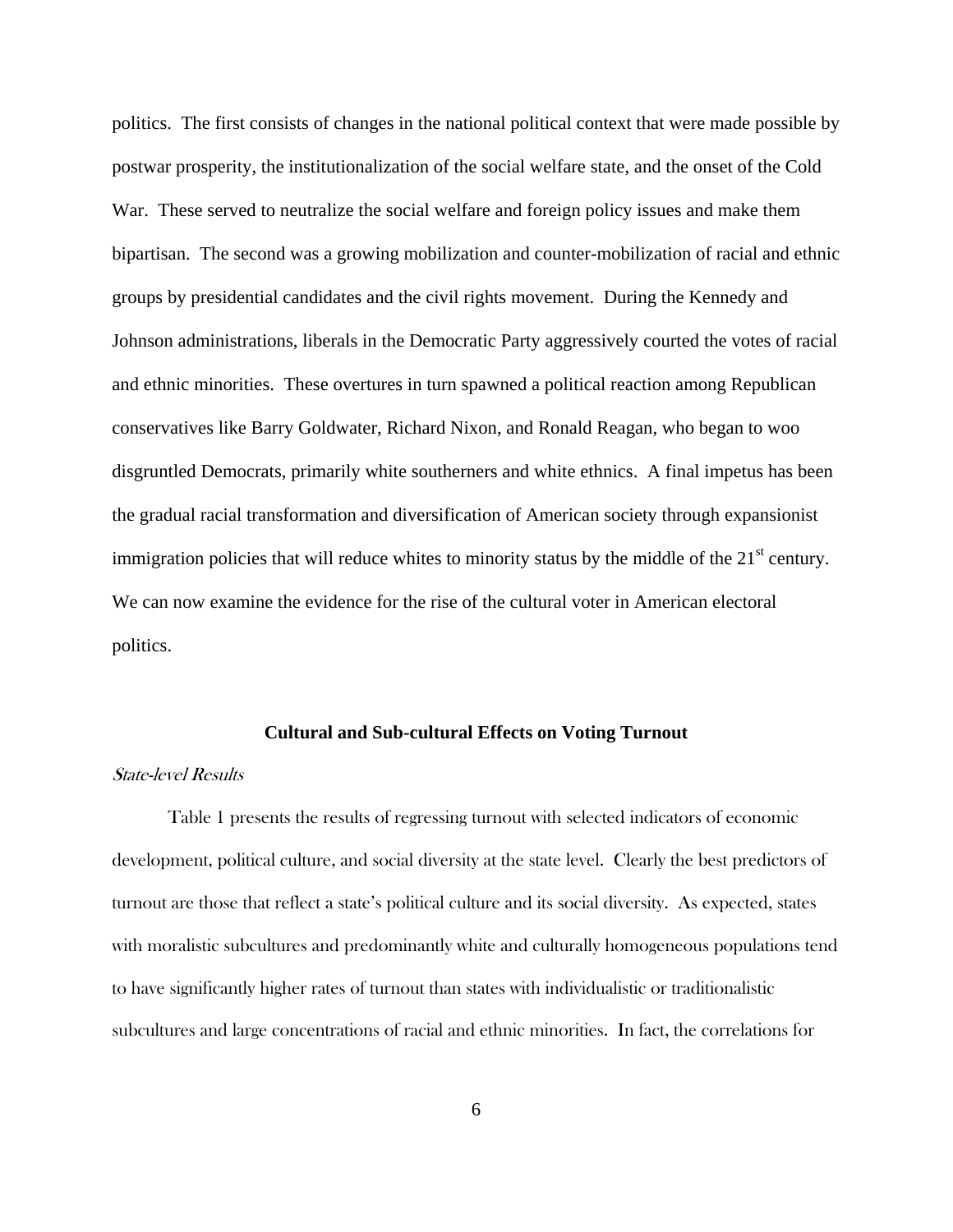politics. The first consists of changes in the national political context that were made possible by postwar prosperity, the institutionalization of the social welfare state, and the onset of the Cold War. These served to neutralize the social welfare and foreign policy issues and make them bipartisan. The second was a growing mobilization and counter-mobilization of racial and ethnic groups by presidential candidates and the civil rights movement. During the Kennedy and Johnson administrations, liberals in the Democratic Party aggressively courted the votes of racial and ethnic minorities. These overtures in turn spawned a political reaction among Republican conservatives like Barry Goldwater, Richard Nixon, and Ronald Reagan, who began to woo disgruntled Democrats, primarily white southerners and white ethnics. A final impetus has been the gradual racial transformation and diversification of American society through expansionist immigration policies that will reduce whites to minority status by the middle of the 21st century. We can now examine the evidence for the rise of the cultural voter in American electoral politics.

## Cultural and Sub-cultural Effects on Voting Turnout

### *State-level Results*

Table 1 presents the results of regressing turnout with selected indicators of economic development, political culture, and social diversity at the state level. Clearly the best predictors of turnout are those that reflect a state's political culture and its social diversity. As expected, states with moralistic subcultures and predominantly white and culturally homogeneous populations tend to have significantly higher rates of turnout than states with individualistic or traditionalistic subcultures and large concentrations of racial and ethnic minorities. In fact, the correlations for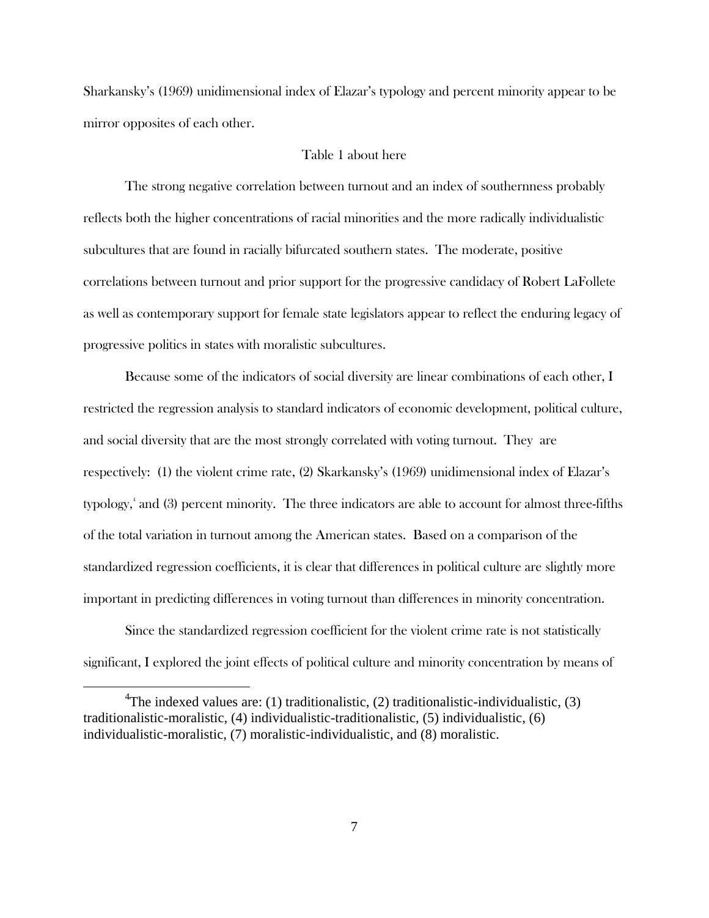Sharkansky's (1969) unidimensional index of Elazar's typology and percent minority appear to be mirror opposites of each other.

Table 1 about here

The strong negative correlation between turnout and an index of southernness probably reflects both the higher concentrations of racial minorities and the more radically individualistic subcultures that are found in racially bifurcated southern states. The moderate, positive correlations between turnout and prior support for the progressive candidacy of Robert LaFollete as well as contemporary support for female state legislators appear to reflect the enduring legacy of progressive politics in states with moralistic subcultures.

Because some of the indicators of social diversity are linear combinations of each other, I restricted the regression analysis to standard indicators of economic development, political culture, and social diversity that are the most strongly correlated with voting turnout. They are respectively: (1) the violent crime rate, (2) Skarkansky's (1969) unidimensional index of Elazar's typology,[4] and (3) percent minority. The three indicators are able to account for almost three-fifths of the total variation in turnout among the American states. Based on a comparison of the standardized regression coefficients, it is clear that differences in political culture are slightly more important in predicting differences in voting turnout than differences in minority concentration.

Since the standardized regression coefficient for the violent crime rate is not statistically significant, I explored the joint effects of political culture and minority concentration by means of

---

[4]The indexed values are: (1) traditionalistic, (2) traditionalistic-individualistic, (3) traditionalistic-moralistic, (4) individualistic-traditionalistic, (5) individualistic, (6) individualistic-moralistic, (7) moralistic-individualistic, and (8) moralistic.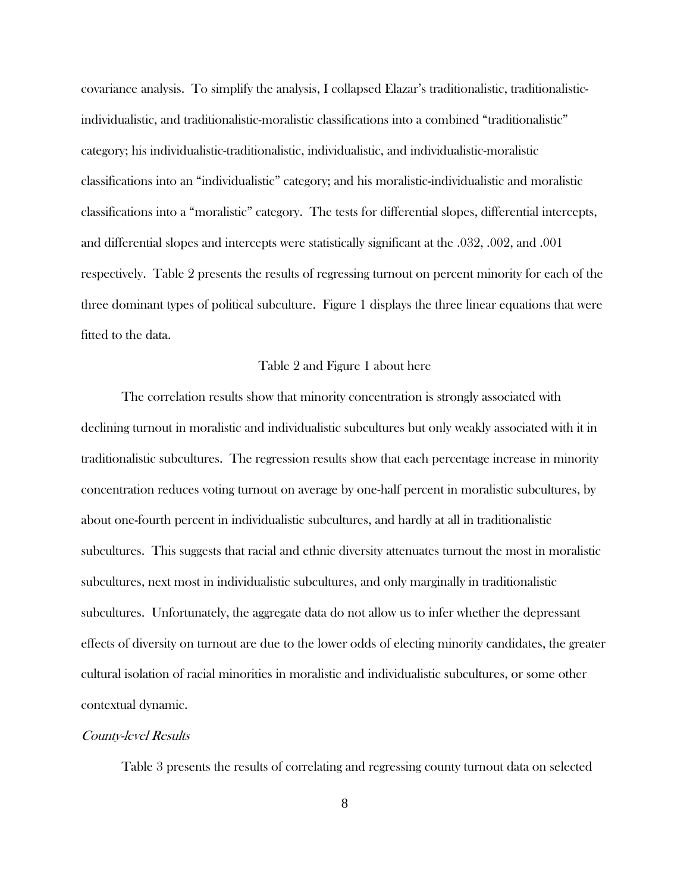covariance analysis. To simplify the analysis, I collapsed Elazar's traditionalistic, traditionalistic-individualistic, and traditionalistic-moralistic classifications into a combined "traditionalistic" category; his individualistic-traditionalistic, individualistic, and individualistic-moralistic classifications into an "individualistic" category; and his moralistic-individualistic and moralistic classifications into a "moralistic" category. The tests for differential slopes, differential intercepts, and differential slopes and intercepts were statistically significant at the .032, .002, and .001 respectively. Table 2 presents the results of regressing turnout on percent minority for each of the three dominant types of political subculture. Figure 1 displays the three linear equations that were fitted to the data.

Table 2 and Figure 1 about here

The correlation results show that minority concentration is strongly associated with declining turnout in moralistic and individualistic subcultures but only weakly associated with it in traditionalistic subcultures. The regression results show that each percentage increase in minority concentration reduces voting turnout on average by one-half percent in moralistic subcultures, by about one-fourth percent in individualistic subcultures, and hardly at all in traditionalistic subcultures. This suggests that racial and ethnic diversity attenuates turnout the most in moralistic subcultures, next most in individualistic subcultures, and only marginally in traditionalistic subcultures. Unfortunately, the aggregate data do not allow us to infer whether the depressant effects of diversity on turnout are due to the lower odds of electing minority candidates, the greater cultural isolation of racial minorities in moralistic and individualistic subcultures, or some other contextual dynamic.

*County-level Results*

Table 3 presents the results of correlating and regressing county turnout data on selected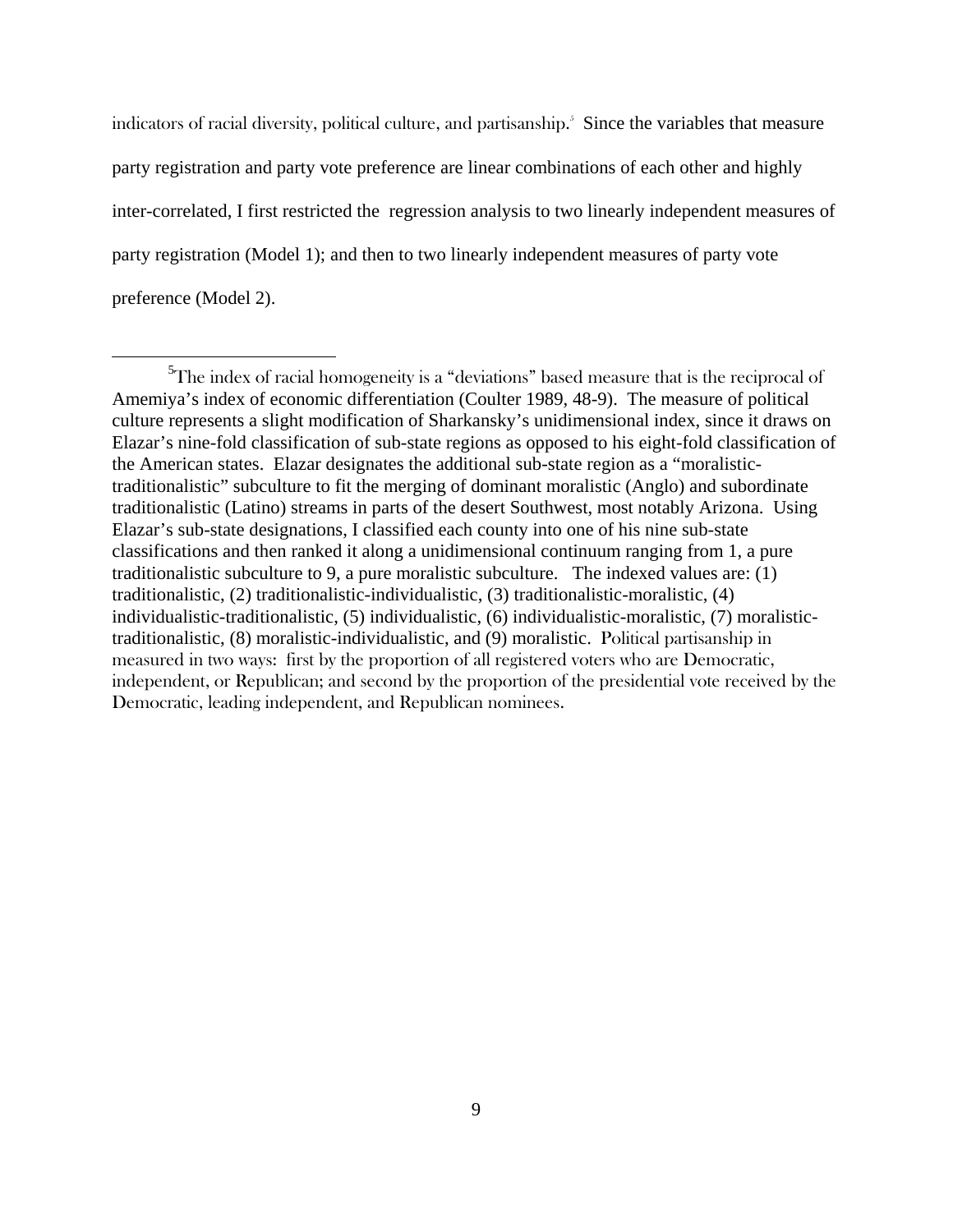indicators of racial diversity, political culture, and partisanship.[5] Since the variables that measure party registration and party vote preference are linear combinations of each other and highly inter-correlated, I first restricted the regression analysis to two linearly independent measures of party registration (Model 1); and then to two linearly independent measures of party vote preference (Model 2).

[5]The index of racial homogeneity is a "deviations" based measure that is the reciprocal of Amemiya's index of economic differentiation (Coulter 1989, 48-9). The measure of political culture represents a slight modification of Sharkansky's unidimensional index, since it draws on Elazar's nine-fold classification of sub-state regions as opposed to his eight-fold classification of the American states. Elazar designates the additional sub-state region as a "moralistic-traditionalistic" subculture to fit the merging of dominant moralistic (Anglo) and subordinate traditionalistic (Latino) streams in parts of the desert Southwest, most notably Arizona. Using Elazar's sub-state designations, I classified each county into one of his nine sub-state classifications and then ranked it along a unidimensional continuum ranging from 1, a pure traditionalistic subculture to 9, a pure moralistic subculture. The indexed values are: (1) traditionalistic, (2) traditionalistic-individualistic, (3) traditionalistic-moralistic, (4) individualistic-traditionalistic, (5) individualistic, (6) individualistic-moralistic, (7) moralistic-traditionalistic, (8) moralistic-individualistic, and (9) moralistic. Political partisanship in measured in two ways: first by the proportion of all registered voters who are Democratic, independent, or Republican; and second by the proportion of the presidential vote received by the Democratic, leading independent, and Republican nominees.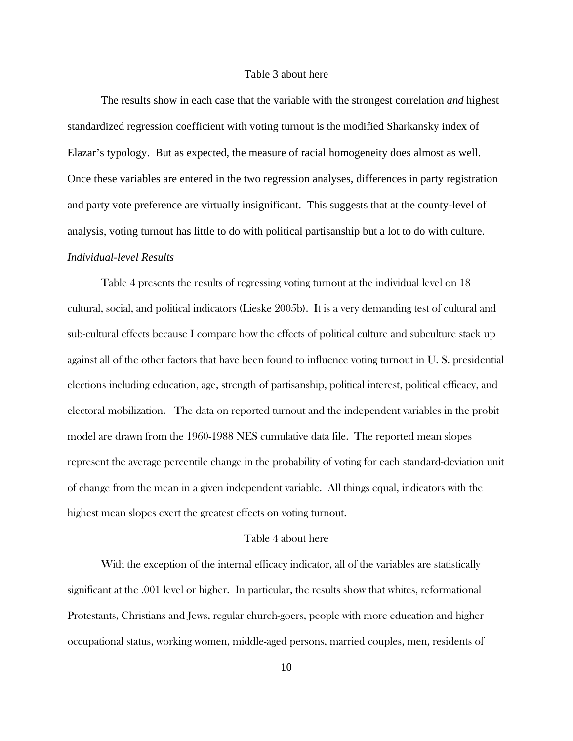Table 3 about here

The results show in each case that the variable with the strongest correlation *and* highest standardized regression coefficient with voting turnout is the modified Sharkansky index of Elazar's typology. But as expected, the measure of racial homogeneity does almost as well. Once these variables are entered in the two regression analyses, differences in party registration and party vote preference are virtually insignificant. This suggests that at the county-level of analysis, voting turnout has little to do with political partisanship but a lot to do with culture.

*Individual-level Results*

Table 4 presents the results of regressing voting turnout at the individual level on 18 cultural, social, and political indicators (Lieske 2005b). It is a very demanding test of cultural and sub-cultural effects because I compare how the effects of political culture and subculture stack up against all of the other factors that have been found to influence voting turnout in U. S. presidential elections including education, age, strength of partisanship, political interest, political efficacy, and electoral mobilization. The data on reported turnout and the independent variables in the probit model are drawn from the 1960-1988 NES cumulative data file. The reported mean slopes represent the average percentile change in the probability of voting for each standard-deviation unit of change from the mean in a given independent variable. All things equal, indicators with the highest mean slopes exert the greatest effects on voting turnout.

Table 4 about here

With the exception of the internal efficacy indicator, all of the variables are statistically significant at the .001 level or higher. In particular, the results show that whites, reformational Protestants, Christians and Jews, regular church-goers, people with more education and higher occupational status, working women, middle-aged persons, married couples, men, residents of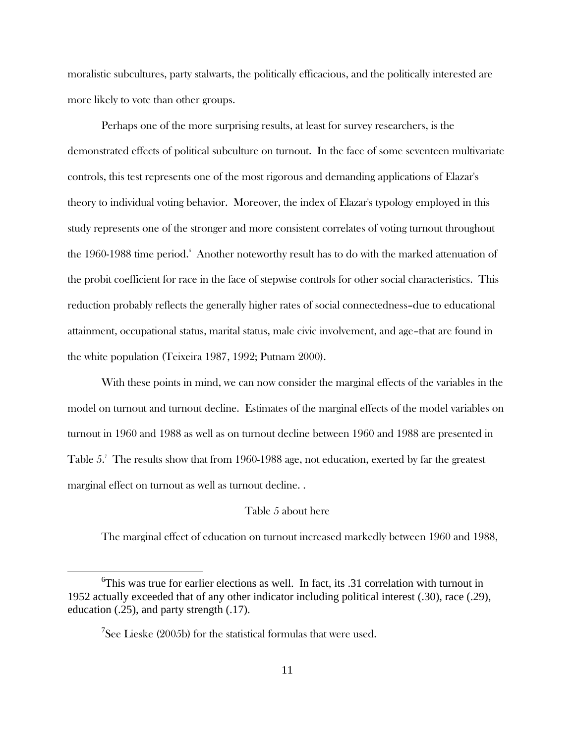moralistic subcultures, party stalwarts, the politically efficacious, and the politically interested are more likely to vote than other groups.

Perhaps one of the more surprising results, at least for survey researchers, is the demonstrated effects of political subculture on turnout. In the face of some seventeen multivariate controls, this test represents one of the most rigorous and demanding applications of Elazar's theory to individual voting behavior. Moreover, the index of Elazar's typology employed in this study represents one of the stronger and more consistent correlates of voting turnout throughout the 1960-1988 time period.[6] Another noteworthy result has to do with the marked attenuation of the probit coefficient for race in the face of stepwise controls for other social characteristics. This reduction probably reflects the generally higher rates of social connectedness–due to educational attainment, occupational status, marital status, male civic involvement, and age–that are found in the white population (Teixeira 1987, 1992; Putnam 2000).

With these points in mind, we can now consider the marginal effects of the variables in the model on turnout and turnout decline. Estimates of the marginal effects of the model variables on turnout in 1960 and 1988 as well as on turnout decline between 1960 and 1988 are presented in Table 5.[7] The results show that from 1960-1988 age, not education, exerted by far the greatest marginal effect on turnout as well as turnout decline. .

Table 5 about here

The marginal effect of education on turnout increased markedly between 1960 and 1988,

---

[6]This was true for earlier elections as well. In fact, its .31 correlation with turnout in 1952 actually exceeded that of any other indicator including political interest (.30), race (.29), education (.25), and party strength (.17).

[7]See Lieske (2005b) for the statistical formulas that were used.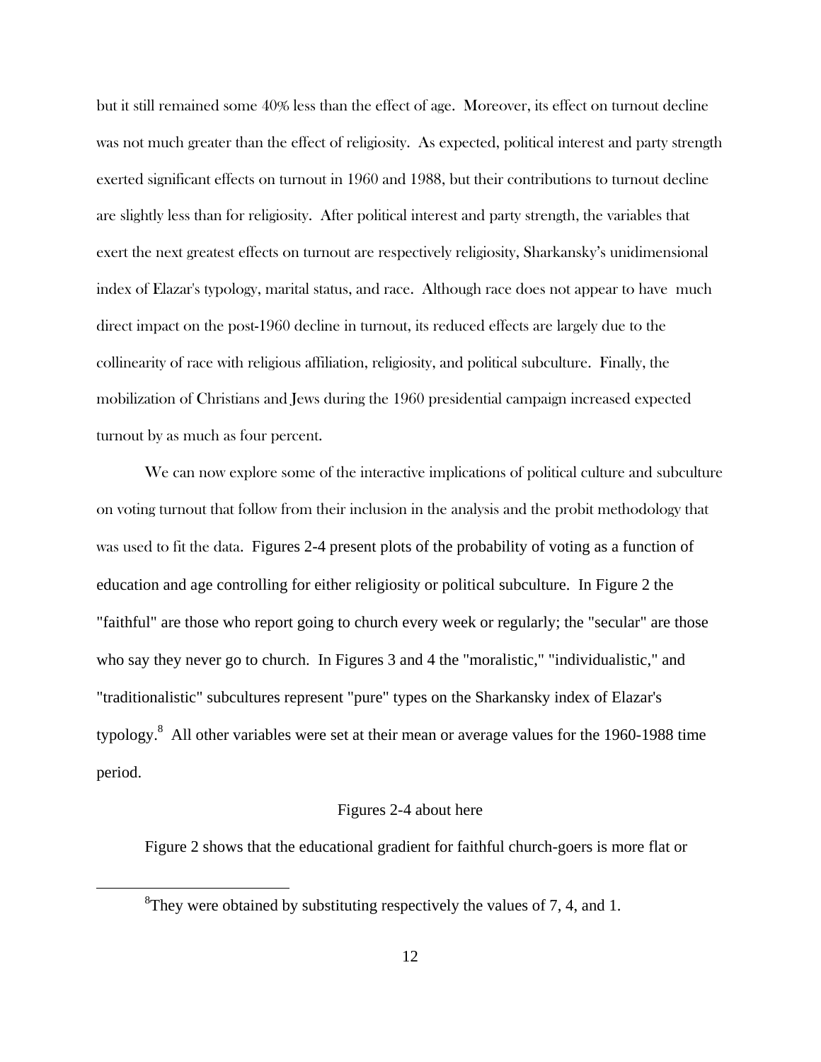but it still remained some 40% less than the effect of age. Moreover, its effect on turnout decline was not much greater than the effect of religiosity. As expected, political interest and party strength exerted significant effects on turnout in 1960 and 1988, but their contributions to turnout decline are slightly less than for religiosity. After political interest and party strength, the variables that exert the next greatest effects on turnout are respectively religiosity, Sharkansky's unidimensional index of Elazar's typology, marital status, and race. Although race does not appear to have much direct impact on the post-1960 decline in turnout, its reduced effects are largely due to the collinearity of race with religious affiliation, religiosity, and political subculture. Finally, the mobilization of Christians and Jews during the 1960 presidential campaign increased expected turnout by as much as four percent.

We can now explore some of the interactive implications of political culture and subculture on voting turnout that follow from their inclusion in the analysis and the probit methodology that was used to fit the data. Figures 2-4 present plots of the probability of voting as a function of education and age controlling for either religiosity or political subculture. In Figure 2 the "faithful" are those who report going to church every week or regularly; the "secular" are those who say they never go to church. In Figures 3 and 4 the "moralistic," "individualistic," and "traditionalistic" subcultures represent "pure" types on the Sharkansky index of Elazar's typology.[8] All other variables were set at their mean or average values for the 1960-1988 time period.

Figures 2-4 about here

Figure 2 shows that the educational gradient for faithful church-goers is more flat or

[8]They were obtained by substituting respectively the values of 7, 4, and 1.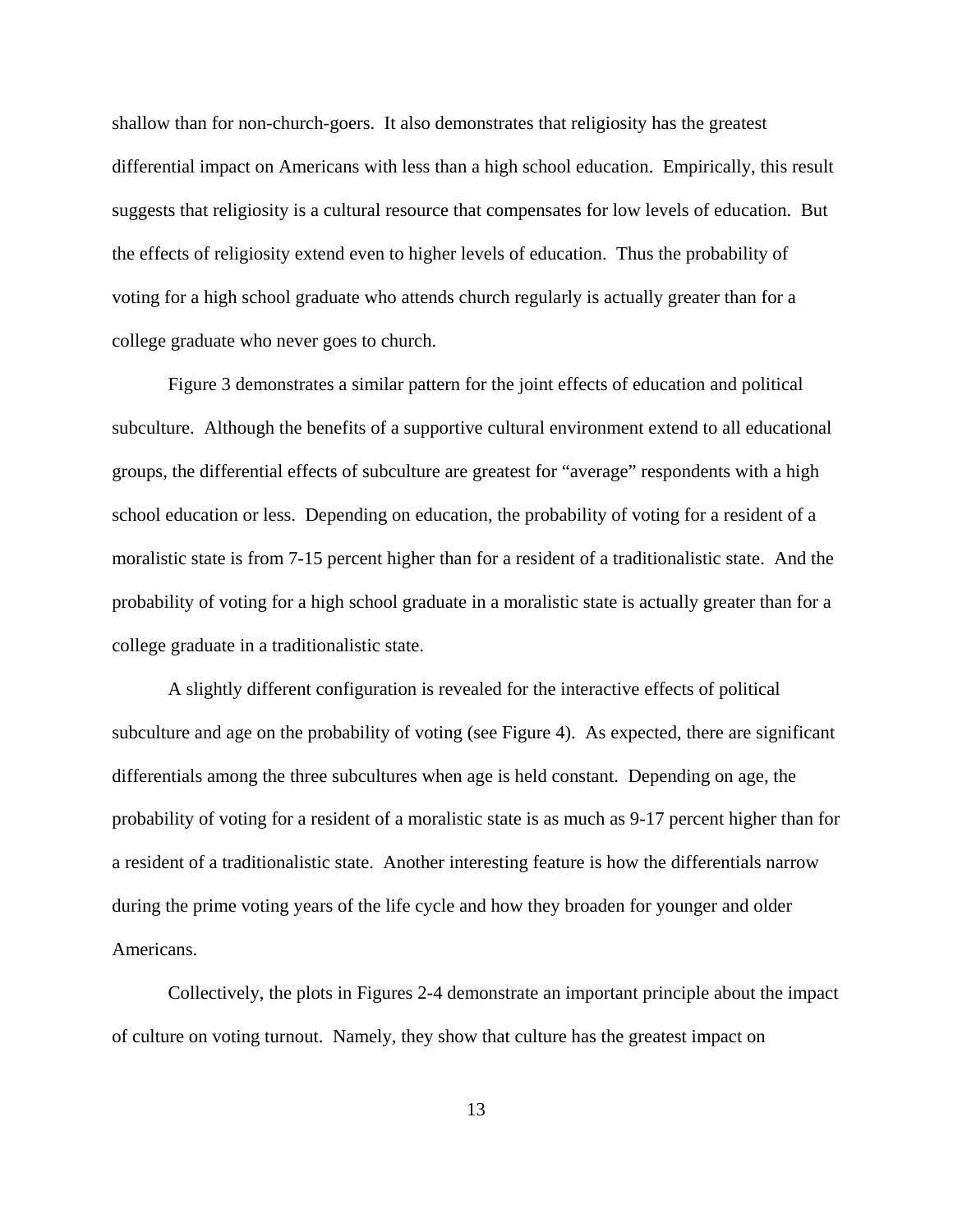shallow than for non-church-goers. It also demonstrates that religiosity has the greatest differential impact on Americans with less than a high school education. Empirically, this result suggests that religiosity is a cultural resource that compensates for low levels of education. But the effects of religiosity extend even to higher levels of education. Thus the probability of voting for a high school graduate who attends church regularly is actually greater than for a college graduate who never goes to church.

Figure 3 demonstrates a similar pattern for the joint effects of education and political subculture. Although the benefits of a supportive cultural environment extend to all educational groups, the differential effects of subculture are greatest for "average" respondents with a high school education or less. Depending on education, the probability of voting for a resident of a moralistic state is from 7-15 percent higher than for a resident of a traditionalistic state. And the probability of voting for a high school graduate in a moralistic state is actually greater than for a college graduate in a traditionalistic state.

A slightly different configuration is revealed for the interactive effects of political subculture and age on the probability of voting (see Figure 4). As expected, there are significant differentials among the three subcultures when age is held constant. Depending on age, the probability of voting for a resident of a moralistic state is as much as 9-17 percent higher than for a resident of a traditionalistic state. Another interesting feature is how the differentials narrow during the prime voting years of the life cycle and how they broaden for younger and older Americans.

Collectively, the plots in Figures 2-4 demonstrate an important principle about the impact of culture on voting turnout. Namely, they show that culture has the greatest impact on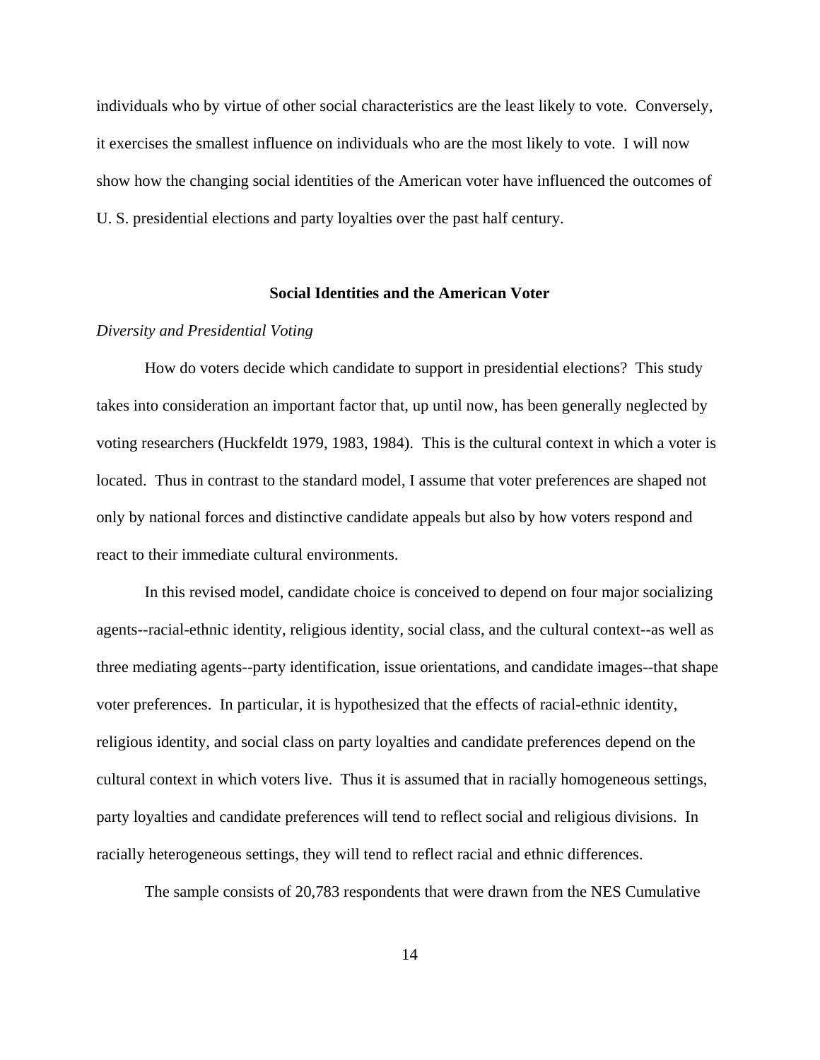individuals who by virtue of other social characteristics are the least likely to vote. Conversely, it exercises the smallest influence on individuals who are the most likely to vote. I will now show how the changing social identities of the American voter have influenced the outcomes of U. S. presidential elections and party loyalties over the past half century.

## Social Identities and the American Voter

### *Diversity and Presidential Voting*

How do voters decide which candidate to support in presidential elections? This study takes into consideration an important factor that, up until now, has been generally neglected by voting researchers (Huckfeldt 1979, 1983, 1984). This is the cultural context in which a voter is located. Thus in contrast to the standard model, I assume that voter preferences are shaped not only by national forces and distinctive candidate appeals but also by how voters respond and react to their immediate cultural environments.

In this revised model, candidate choice is conceived to depend on four major socializing agents--racial-ethnic identity, religious identity, social class, and the cultural context--as well as three mediating agents--party identification, issue orientations, and candidate images--that shape voter preferences. In particular, it is hypothesized that the effects of racial-ethnic identity, religious identity, and social class on party loyalties and candidate preferences depend on the cultural context in which voters live. Thus it is assumed that in racially homogeneous settings, party loyalties and candidate preferences will tend to reflect social and religious divisions. In racially heterogeneous settings, they will tend to reflect racial and ethnic differences.

The sample consists of 20,783 respondents that were drawn from the NES Cumulative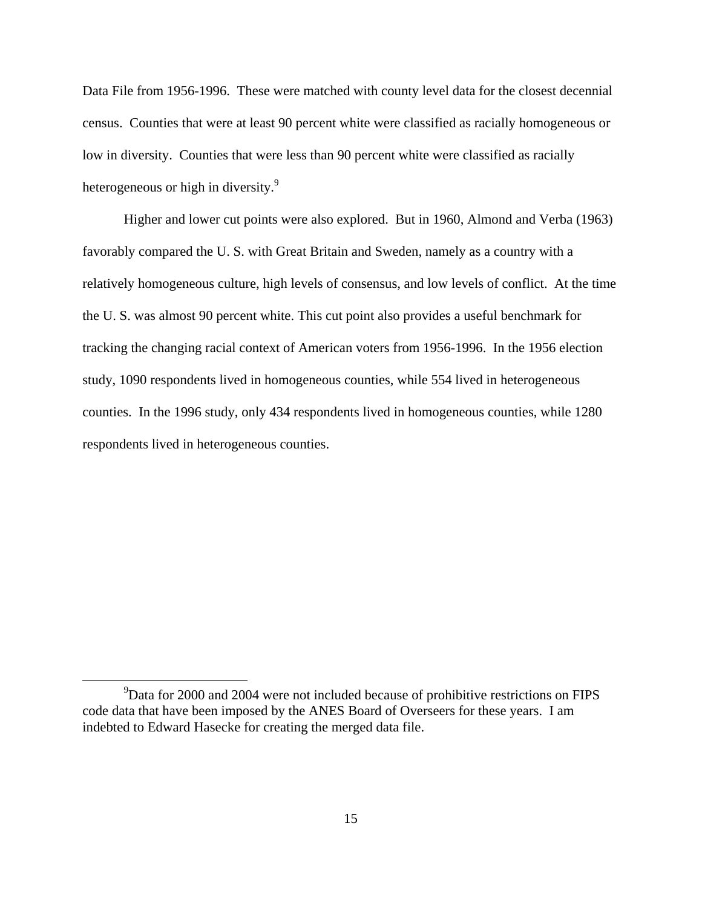Data File from 1956-1996. These were matched with county level data for the closest decennial census. Counties that were at least 90 percent white were classified as racially homogeneous or low in diversity. Counties that were less than 90 percent white were classified as racially heterogeneous or high in diversity.[9]

Higher and lower cut points were also explored. But in 1960, Almond and Verba (1963) favorably compared the U. S. with Great Britain and Sweden, namely as a country with a relatively homogeneous culture, high levels of consensus, and low levels of conflict. At the time the U. S. was almost 90 percent white. This cut point also provides a useful benchmark for tracking the changing racial context of American voters from 1956-1996. In the 1956 election study, 1090 respondents lived in homogeneous counties, while 554 lived in heterogeneous counties. In the 1996 study, only 434 respondents lived in homogeneous counties, while 1280 respondents lived in heterogeneous counties.

---

[9] Data for 2000 and 2004 were not included because of prohibitive restrictions on FIPS code data that have been imposed by the ANES Board of Overseers for these years. I am indebted to Edward Hasecke for creating the merged data file.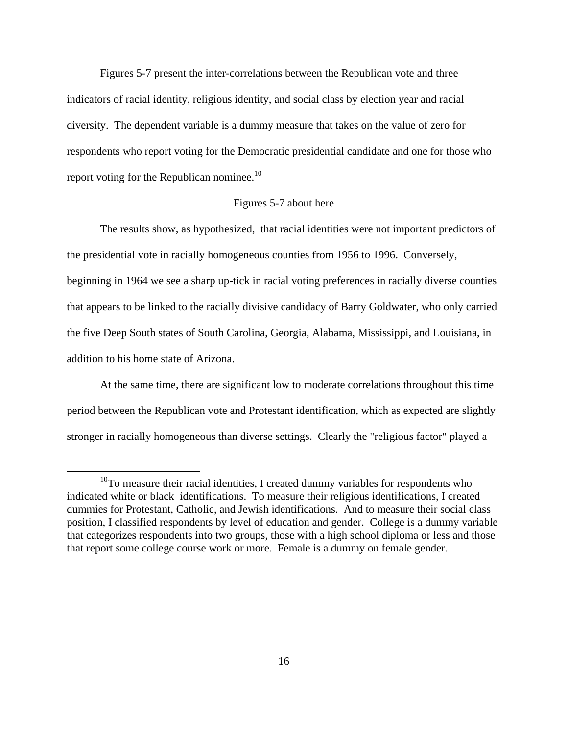Figures 5-7 present the inter-correlations between the Republican vote and three indicators of racial identity, religious identity, and social class by election year and racial diversity. The dependent variable is a dummy measure that takes on the value of zero for respondents who report voting for the Democratic presidential candidate and one for those who report voting for the Republican nominee.[10]

Figures 5-7 about here

The results show, as hypothesized, that racial identities were not important predictors of the presidential vote in racially homogeneous counties from 1956 to 1996. Conversely, beginning in 1964 we see a sharp up-tick in racial voting preferences in racially diverse counties that appears to be linked to the racially divisive candidacy of Barry Goldwater, who only carried the five Deep South states of South Carolina, Georgia, Alabama, Mississippi, and Louisiana, in addition to his home state of Arizona.

At the same time, there are significant low to moderate correlations throughout this time period between the Republican vote and Protestant identification, which as expected are slightly stronger in racially homogeneous than diverse settings. Clearly the "religious factor" played a

[10] To measure their racial identities, I created dummy variables for respondents who indicated white or black identifications. To measure their religious identifications, I created dummies for Protestant, Catholic, and Jewish identifications. And to measure their social class position, I classified respondents by level of education and gender. College is a dummy variable that categorizes respondents into two groups, those with a high school diploma or less and those that report some college course work or more. Female is a dummy on female gender.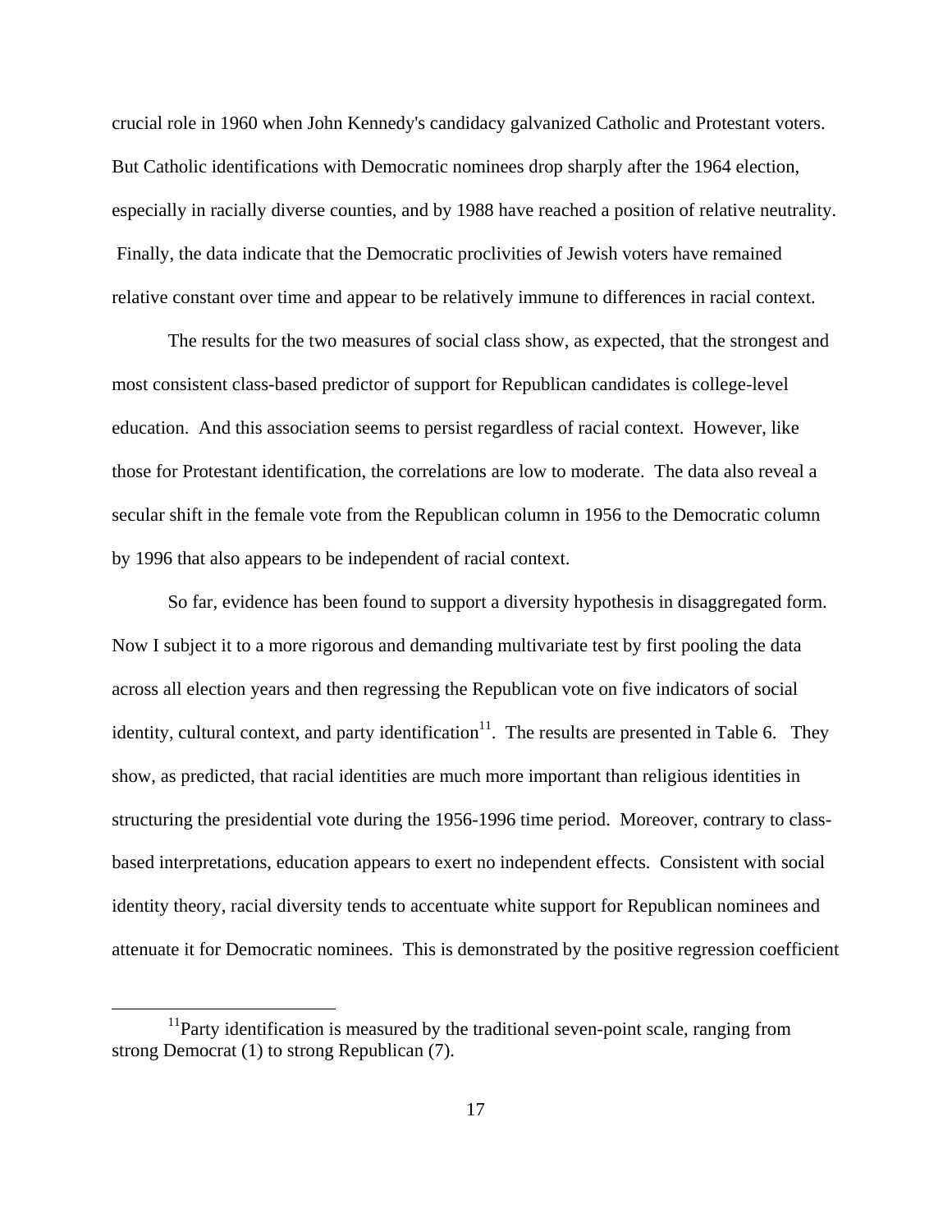crucial role in 1960 when John Kennedy's candidacy galvanized Catholic and Protestant voters. But Catholic identifications with Democratic nominees drop sharply after the 1964 election, especially in racially diverse counties, and by 1988 have reached a position of relative neutrality. Finally, the data indicate that the Democratic proclivities of Jewish voters have remained relative constant over time and appear to be relatively immune to differences in racial context.

The results for the two measures of social class show, as expected, that the strongest and most consistent class-based predictor of support for Republican candidates is college-level education. And this association seems to persist regardless of racial context. However, like those for Protestant identification, the correlations are low to moderate. The data also reveal a secular shift in the female vote from the Republican column in 1956 to the Democratic column by 1996 that also appears to be independent of racial context.

So far, evidence has been found to support a diversity hypothesis in disaggregated form. Now I subject it to a more rigorous and demanding multivariate test by first pooling the data across all election years and then regressing the Republican vote on five indicators of social identity, cultural context, and party identification[11]. The results are presented in Table 6. They show, as predicted, that racial identities are much more important than religious identities in structuring the presidential vote during the 1956-1996 time period. Moreover, contrary to class-based interpretations, education appears to exert no independent effects. Consistent with social identity theory, racial diversity tends to accentuate white support for Republican nominees and attenuate it for Democratic nominees. This is demonstrated by the positive regression coefficient

[11] Party identification is measured by the traditional seven-point scale, ranging from strong Democrat (1) to strong Republican (7).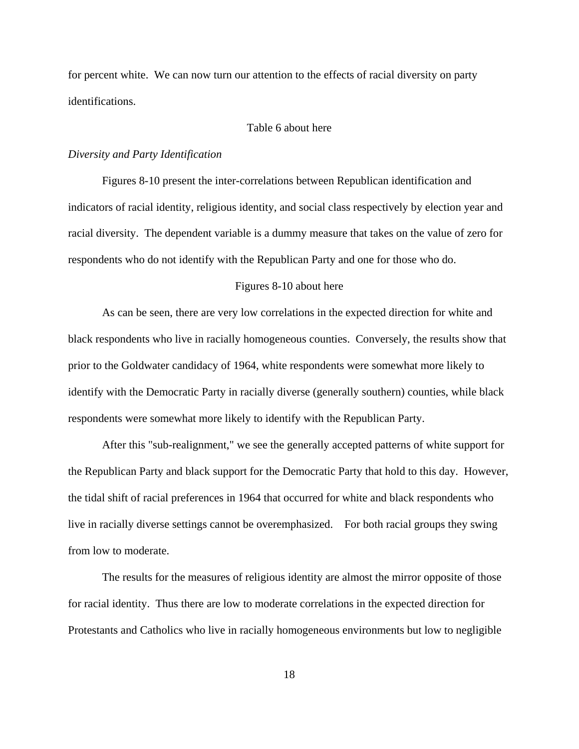for percent white. We can now turn our attention to the effects of racial diversity on party identifications.

Table 6 about here

*Diversity and Party Identification*

Figures 8-10 present the inter-correlations between Republican identification and indicators of racial identity, religious identity, and social class respectively by election year and racial diversity. The dependent variable is a dummy measure that takes on the value of zero for respondents who do not identify with the Republican Party and one for those who do.

Figures 8-10 about here

As can be seen, there are very low correlations in the expected direction for white and black respondents who live in racially homogeneous counties. Conversely, the results show that prior to the Goldwater candidacy of 1964, white respondents were somewhat more likely to identify with the Democratic Party in racially diverse (generally southern) counties, while black respondents were somewhat more likely to identify with the Republican Party.

After this "sub-realignment," we see the generally accepted patterns of white support for the Republican Party and black support for the Democratic Party that hold to this day. However, the tidal shift of racial preferences in 1964 that occurred for white and black respondents who live in racially diverse settings cannot be overemphasized. For both racial groups they swing from low to moderate.

The results for the measures of religious identity are almost the mirror opposite of those for racial identity. Thus there are low to moderate correlations in the expected direction for Protestants and Catholics who live in racially homogeneous environments but low to negligible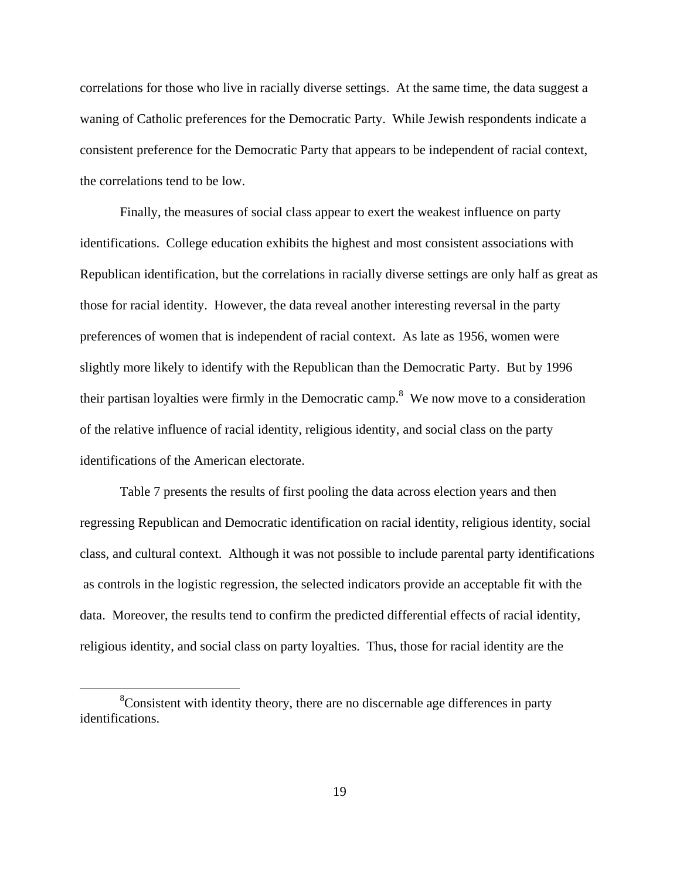correlations for those who live in racially diverse settings. At the same time, the data suggest a waning of Catholic preferences for the Democratic Party. While Jewish respondents indicate a consistent preference for the Democratic Party that appears to be independent of racial context, the correlations tend to be low.

Finally, the measures of social class appear to exert the weakest influence on party identifications. College education exhibits the highest and most consistent associations with Republican identification, but the correlations in racially diverse settings are only half as great as those for racial identity. However, the data reveal another interesting reversal in the party preferences of women that is independent of racial context. As late as 1956, women were slightly more likely to identify with the Republican than the Democratic Party. But by 1996 their partisan loyalties were firmly in the Democratic camp.[8] We now move to a consideration of the relative influence of racial identity, religious identity, and social class on the party identifications of the American electorate.

Table 7 presents the results of first pooling the data across election years and then regressing Republican and Democratic identification on racial identity, religious identity, social class, and cultural context. Although it was not possible to include parental party identifications as controls in the logistic regression, the selected indicators provide an acceptable fit with the data. Moreover, the results tend to confirm the predicted differential effects of racial identity, religious identity, and social class on party loyalties. Thus, those for racial identity are the

---

[8] Consistent with identity theory, there are no discernable age differences in party identifications.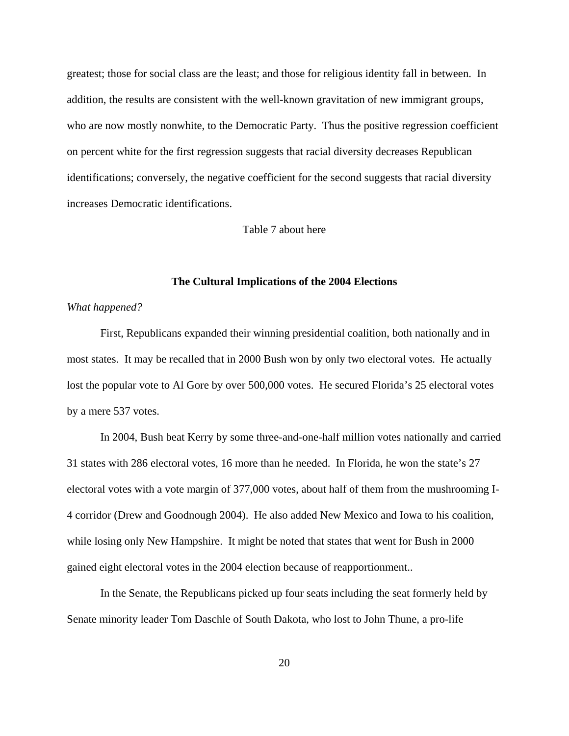greatest; those for social class are the least; and those for religious identity fall in between. In addition, the results are consistent with the well-known gravitation of new immigrant groups, who are now mostly nonwhite, to the Democratic Party. Thus the positive regression coefficient on percent white for the first regression suggests that racial diversity decreases Republican identifications; conversely, the negative coefficient for the second suggests that racial diversity increases Democratic identifications.

Table 7 about here

## The Cultural Implications of the 2004 Elections

*What happened?*

First, Republicans expanded their winning presidential coalition, both nationally and in most states. It may be recalled that in 2000 Bush won by only two electoral votes. He actually lost the popular vote to Al Gore by over 500,000 votes. He secured Florida's 25 electoral votes by a mere 537 votes.

In 2004, Bush beat Kerry by some three-and-one-half million votes nationally and carried 31 states with 286 electoral votes, 16 more than he needed. In Florida, he won the state's 27 electoral votes with a vote margin of 377,000 votes, about half of them from the mushrooming I-4 corridor (Drew and Goodnough 2004). He also added New Mexico and Iowa to his coalition, while losing only New Hampshire. It might be noted that states that went for Bush in 2000 gained eight electoral votes in the 2004 election because of reapportionment..

In the Senate, the Republicans picked up four seats including the seat formerly held by Senate minority leader Tom Daschle of South Dakota, who lost to John Thune, a pro-life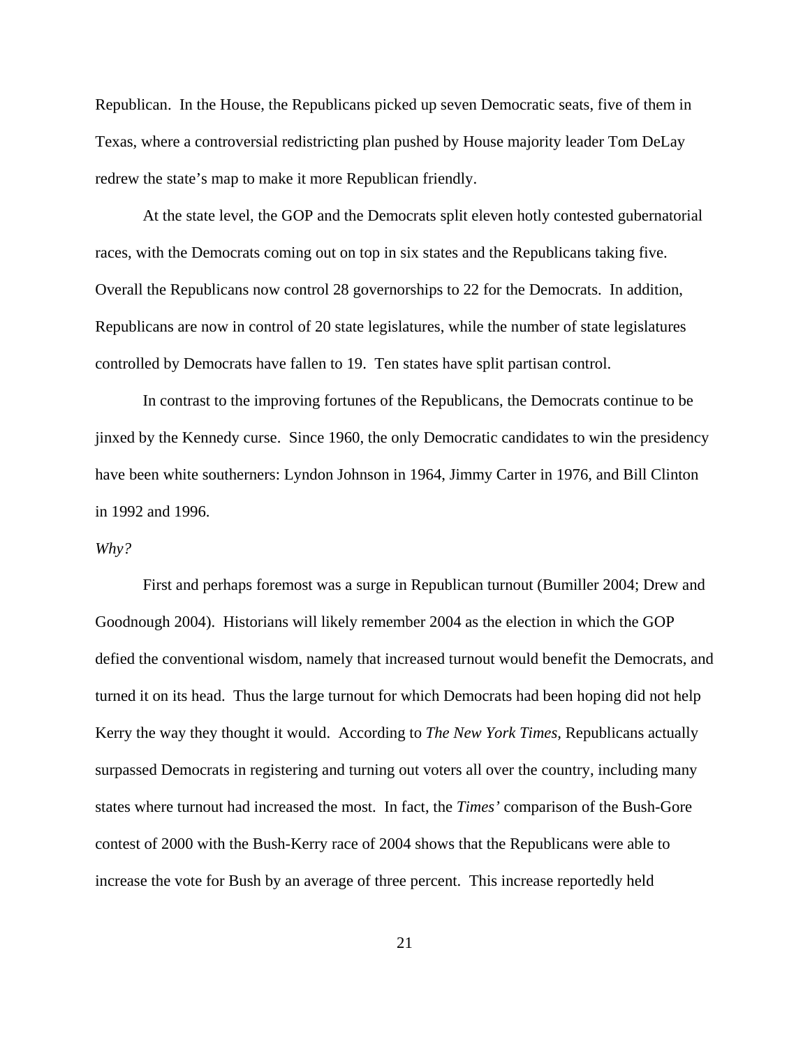Republican. In the House, the Republicans picked up seven Democratic seats, five of them in Texas, where a controversial redistricting plan pushed by House majority leader Tom DeLay redrew the state's map to make it more Republican friendly.

At the state level, the GOP and the Democrats split eleven hotly contested gubernatorial races, with the Democrats coming out on top in six states and the Republicans taking five. Overall the Republicans now control 28 governorships to 22 for the Democrats. In addition, Republicans are now in control of 20 state legislatures, while the number of state legislatures controlled by Democrats have fallen to 19. Ten states have split partisan control.

In contrast to the improving fortunes of the Republicans, the Democrats continue to be jinxed by the Kennedy curse. Since 1960, the only Democratic candidates to win the presidency have been white southerners: Lyndon Johnson in 1964, Jimmy Carter in 1976, and Bill Clinton in 1992 and 1996.

*Why?*

First and perhaps foremost was a surge in Republican turnout (Bumiller 2004; Drew and Goodnough 2004). Historians will likely remember 2004 as the election in which the GOP defied the conventional wisdom, namely that increased turnout would benefit the Democrats, and turned it on its head. Thus the large turnout for which Democrats had been hoping did not help Kerry the way they thought it would. According to *The New York Times*, Republicans actually surpassed Democrats in registering and turning out voters all over the country, including many states where turnout had increased the most. In fact, the *Times'* comparison of the Bush-Gore contest of 2000 with the Bush-Kerry race of 2004 shows that the Republicans were able to increase the vote for Bush by an average of three percent. This increase reportedly held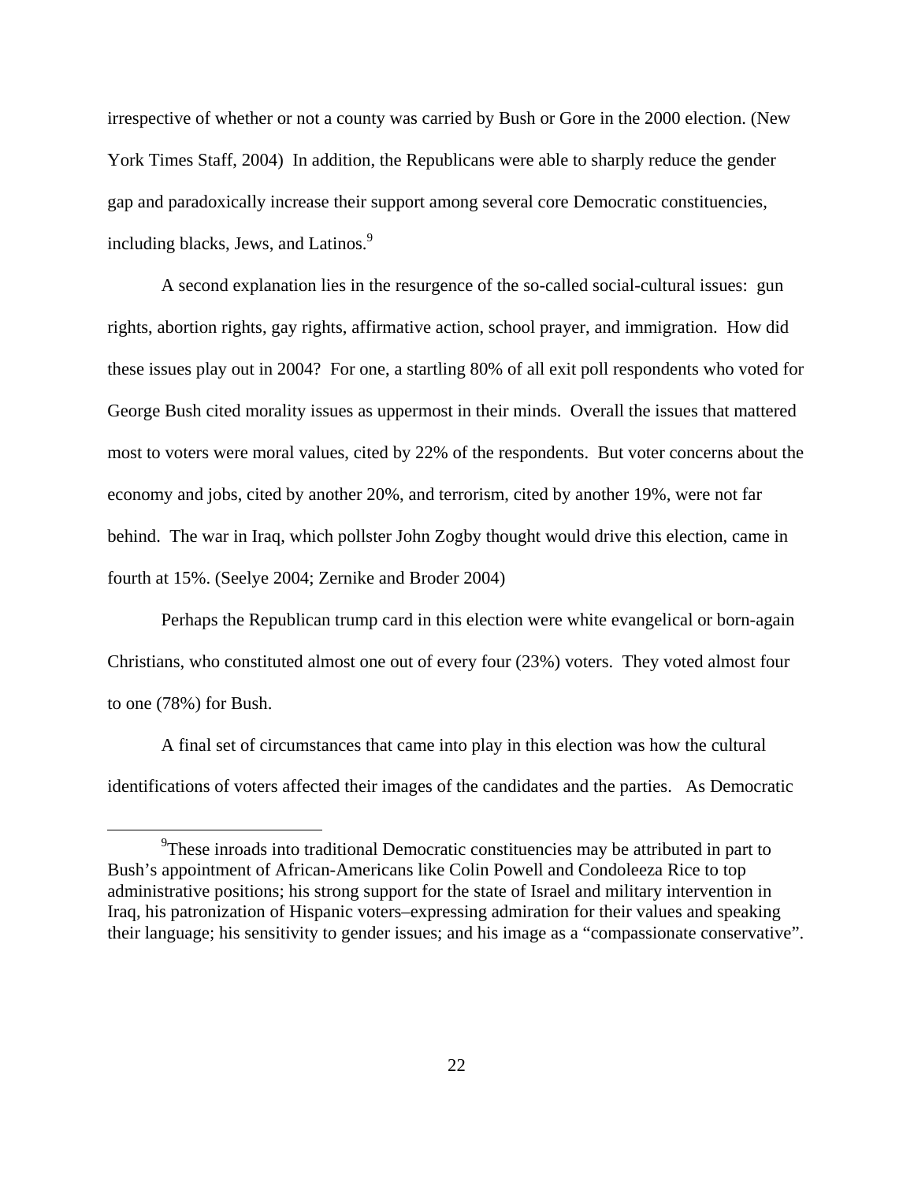irrespective of whether or not a county was carried by Bush or Gore in the 2000 election. (New York Times Staff, 2004) In addition, the Republicans were able to sharply reduce the gender gap and paradoxically increase their support among several core Democratic constituencies, including blacks, Jews, and Latinos.[9]

A second explanation lies in the resurgence of the so-called social-cultural issues: gun rights, abortion rights, gay rights, affirmative action, school prayer, and immigration. How did these issues play out in 2004? For one, a startling 80% of all exit poll respondents who voted for George Bush cited morality issues as uppermost in their minds. Overall the issues that mattered most to voters were moral values, cited by 22% of the respondents. But voter concerns about the economy and jobs, cited by another 20%, and terrorism, cited by another 19%, were not far behind. The war in Iraq, which pollster John Zogby thought would drive this election, came in fourth at 15%. (Seelye 2004; Zernike and Broder 2004)

Perhaps the Republican trump card in this election were white evangelical or born-again Christians, who constituted almost one out of every four (23%) voters. They voted almost four to one (78%) for Bush.

A final set of circumstances that came into play in this election was how the cultural identifications of voters affected their images of the candidates and the parties. As Democratic

---

[9]These inroads into traditional Democratic constituencies may be attributed in part to Bush's appointment of African-Americans like Colin Powell and Condoleeza Rice to top administrative positions; his strong support for the state of Israel and military intervention in Iraq, his patronization of Hispanic voters–expressing admiration for their values and speaking their language; his sensitivity to gender issues; and his image as a "compassionate conservative".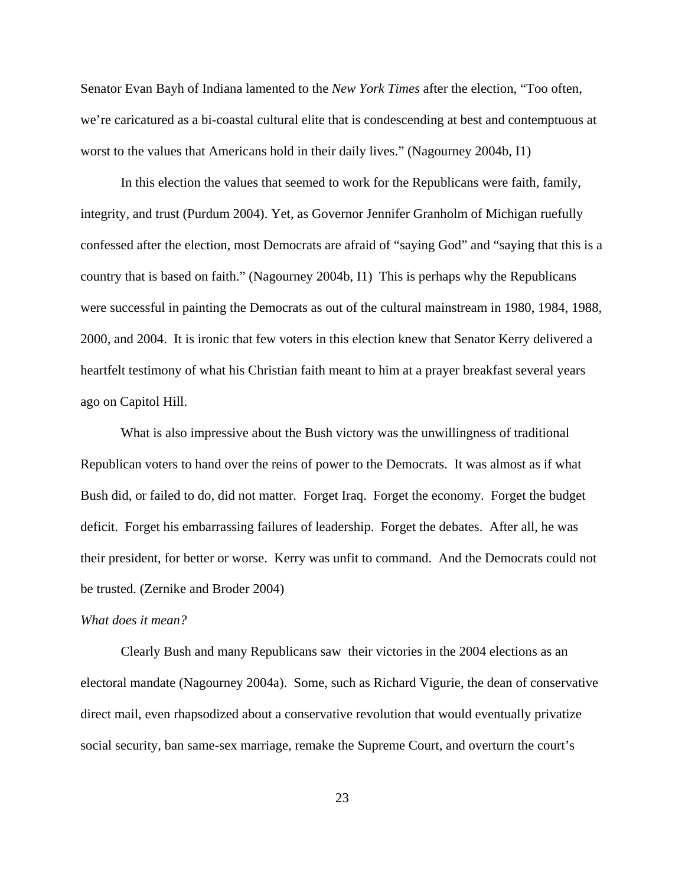Senator Evan Bayh of Indiana lamented to the *New York Times* after the election, "Too often, we're caricatured as a bi-coastal cultural elite that is condescending at best and contemptuous at worst to the values that Americans hold in their daily lives." (Nagourney 2004b, I1)

In this election the values that seemed to work for the Republicans were faith, family, integrity, and trust (Purdum 2004). Yet, as Governor Jennifer Granholm of Michigan ruefully confessed after the election, most Democrats are afraid of "saying God" and "saying that this is a country that is based on faith." (Nagourney 2004b, I1) This is perhaps why the Republicans were successful in painting the Democrats as out of the cultural mainstream in 1980, 1984, 1988, 2000, and 2004. It is ironic that few voters in this election knew that Senator Kerry delivered a heartfelt testimony of what his Christian faith meant to him at a prayer breakfast several years ago on Capitol Hill.

What is also impressive about the Bush victory was the unwillingness of traditional Republican voters to hand over the reins of power to the Democrats. It was almost as if what Bush did, or failed to do, did not matter. Forget Iraq. Forget the economy. Forget the budget deficit. Forget his embarrassing failures of leadership. Forget the debates. After all, he was their president, for better or worse. Kerry was unfit to command. And the Democrats could not be trusted. (Zernike and Broder 2004)

*What does it mean?*

Clearly Bush and many Republicans saw their victories in the 2004 elections as an electoral mandate (Nagourney 2004a). Some, such as Richard Vigurie, the dean of conservative direct mail, even rhapsodized about a conservative revolution that would eventually privatize social security, ban same-sex marriage, remake the Supreme Court, and overturn the court's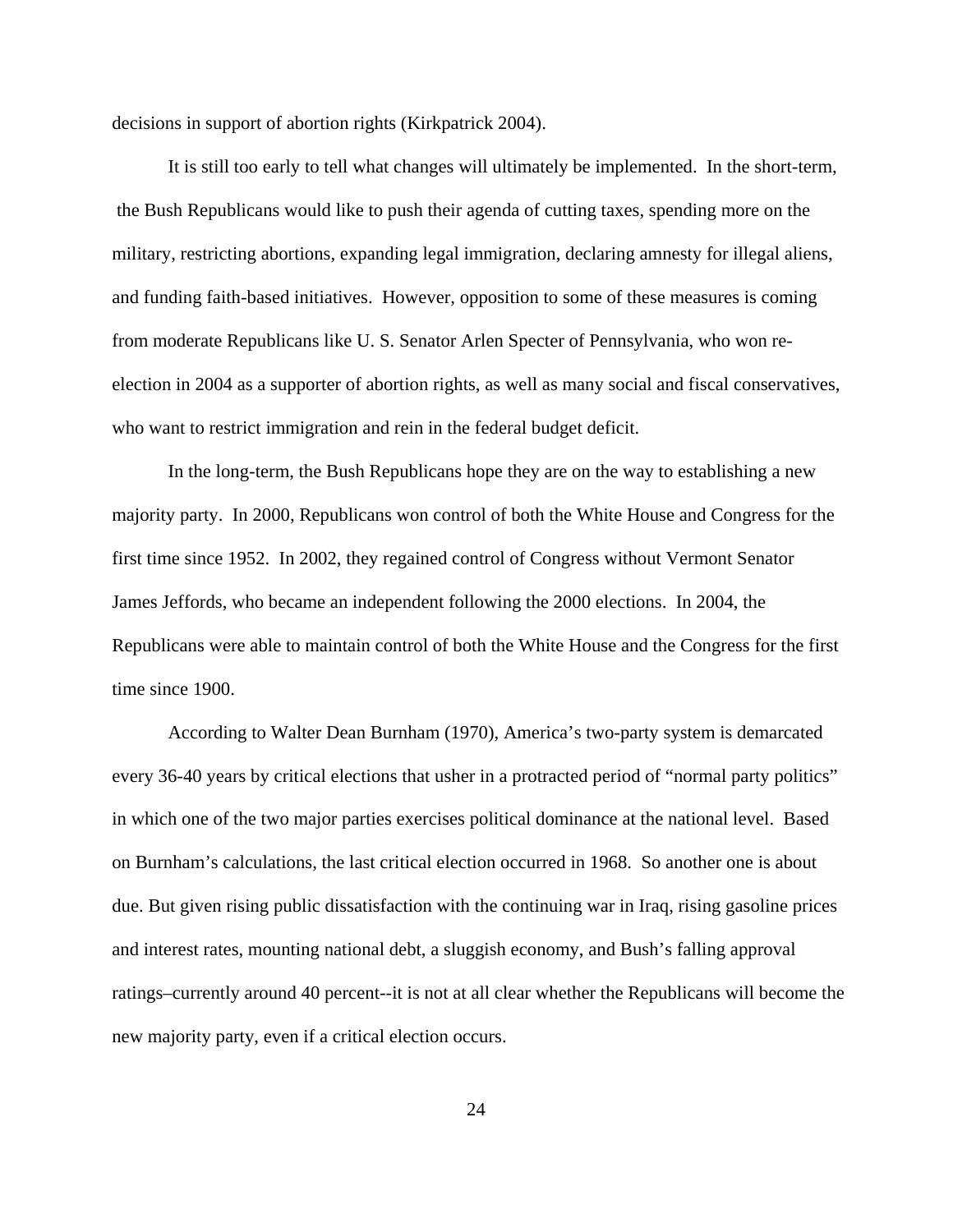decisions in support of abortion rights (Kirkpatrick 2004).

It is still too early to tell what changes will ultimately be implemented. In the short-term, the Bush Republicans would like to push their agenda of cutting taxes, spending more on the military, restricting abortions, expanding legal immigration, declaring amnesty for illegal aliens, and funding faith-based initiatives. However, opposition to some of these measures is coming from moderate Republicans like U. S. Senator Arlen Specter of Pennsylvania, who won re-election in 2004 as a supporter of abortion rights, as well as many social and fiscal conservatives, who want to restrict immigration and rein in the federal budget deficit.

In the long-term, the Bush Republicans hope they are on the way to establishing a new majority party. In 2000, Republicans won control of both the White House and Congress for the first time since 1952. In 2002, they regained control of Congress without Vermont Senator James Jeffords, who became an independent following the 2000 elections. In 2004, the Republicans were able to maintain control of both the White House and the Congress for the first time since 1900.

According to Walter Dean Burnham (1970), America's two-party system is demarcated every 36-40 years by critical elections that usher in a protracted period of "normal party politics" in which one of the two major parties exercises political dominance at the national level. Based on Burnham's calculations, the last critical election occurred in 1968. So another one is about due. But given rising public dissatisfaction with the continuing war in Iraq, rising gasoline prices and interest rates, mounting national debt, a sluggish economy, and Bush's falling approval ratings–currently around 40 percent--it is not at all clear whether the Republicans will become the new majority party, even if a critical election occurs.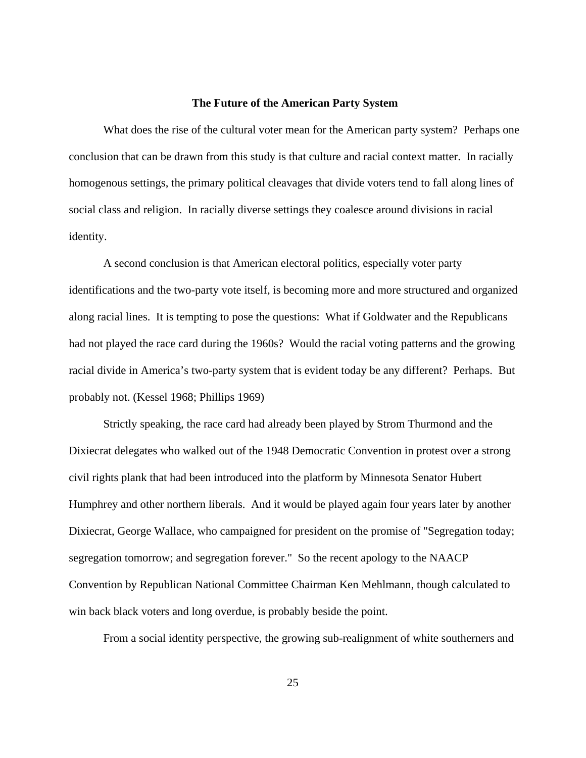### The Future of the American Party System

What does the rise of the cultural voter mean for the American party system? Perhaps one conclusion that can be drawn from this study is that culture and racial context matter. In racially homogenous settings, the primary political cleavages that divide voters tend to fall along lines of social class and religion. In racially diverse settings they coalesce around divisions in racial identity.

A second conclusion is that American electoral politics, especially voter party identifications and the two-party vote itself, is becoming more and more structured and organized along racial lines. It is tempting to pose the questions: What if Goldwater and the Republicans had not played the race card during the 1960s? Would the racial voting patterns and the growing racial divide in America's two-party system that is evident today be any different? Perhaps. But probably not. (Kessel 1968; Phillips 1969)

Strictly speaking, the race card had already been played by Strom Thurmond and the Dixiecrat delegates who walked out of the 1948 Democratic Convention in protest over a strong civil rights plank that had been introduced into the platform by Minnesota Senator Hubert Humphrey and other northern liberals. And it would be played again four years later by another Dixiecrat, George Wallace, who campaigned for president on the promise of "Segregation today; segregation tomorrow; and segregation forever." So the recent apology to the NAACP Convention by Republican National Committee Chairman Ken Mehlmann, though calculated to win back black voters and long overdue, is probably beside the point.

From a social identity perspective, the growing sub-realignment of white southerners and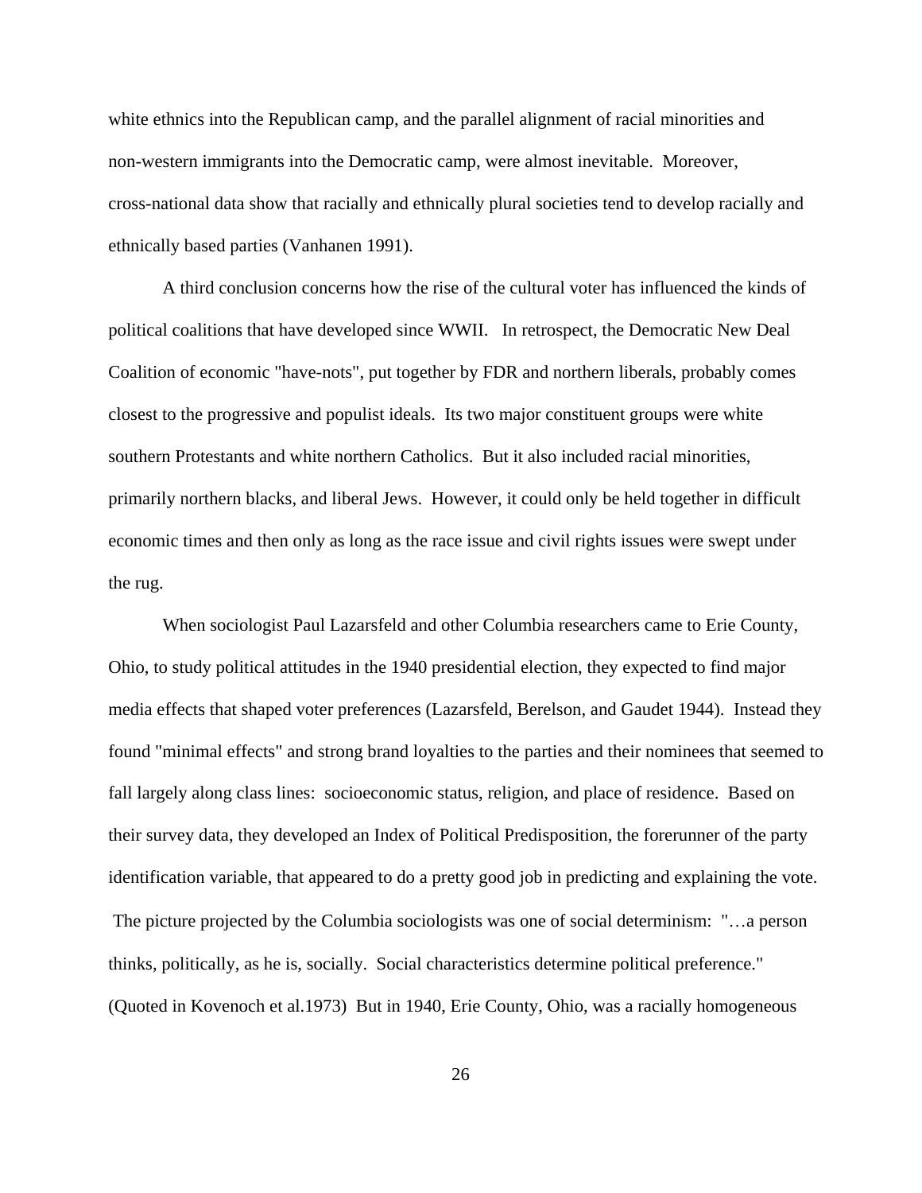white ethnics into the Republican camp, and the parallel alignment of racial minorities and non-western immigrants into the Democratic camp, were almost inevitable. Moreover, cross-national data show that racially and ethnically plural societies tend to develop racially and ethnically based parties (Vanhanen 1991).

A third conclusion concerns how the rise of the cultural voter has influenced the kinds of political coalitions that have developed since WWII. In retrospect, the Democratic New Deal Coalition of economic "have-nots", put together by FDR and northern liberals, probably comes closest to the progressive and populist ideals. Its two major constituent groups were white southern Protestants and white northern Catholics. But it also included racial minorities, primarily northern blacks, and liberal Jews. However, it could only be held together in difficult economic times and then only as long as the race issue and civil rights issues were swept under the rug.

When sociologist Paul Lazarsfeld and other Columbia researchers came to Erie County, Ohio, to study political attitudes in the 1940 presidential election, they expected to find major media effects that shaped voter preferences (Lazarsfeld, Berelson, and Gaudet 1944). Instead they found "minimal effects" and strong brand loyalties to the parties and their nominees that seemed to fall largely along class lines: socioeconomic status, religion, and place of residence. Based on their survey data, they developed an Index of Political Predisposition, the forerunner of the party identification variable, that appeared to do a pretty good job in predicting and explaining the vote. The picture projected by the Columbia sociologists was one of social determinism: "…a person thinks, politically, as he is, socially. Social characteristics determine political preference." (Quoted in Kovenoch et al.1973) But in 1940, Erie County, Ohio, was a racially homogeneous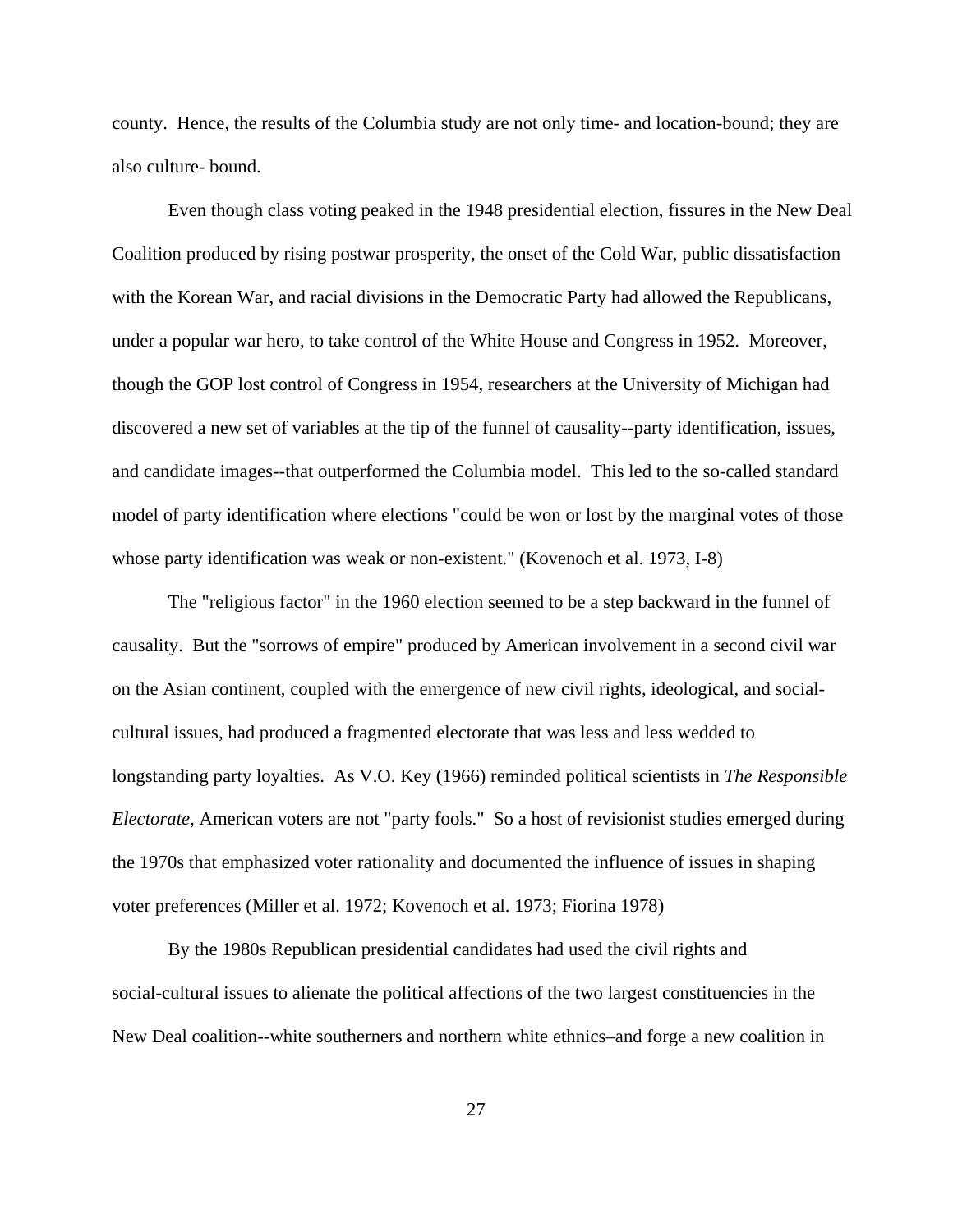county. Hence, the results of the Columbia study are not only time- and location-bound; they are also culture- bound.

Even though class voting peaked in the 1948 presidential election, fissures in the New Deal Coalition produced by rising postwar prosperity, the onset of the Cold War, public dissatisfaction with the Korean War, and racial divisions in the Democratic Party had allowed the Republicans, under a popular war hero, to take control of the White House and Congress in 1952. Moreover, though the GOP lost control of Congress in 1954, researchers at the University of Michigan had discovered a new set of variables at the tip of the funnel of causality--party identification, issues, and candidate images--that outperformed the Columbia model. This led to the so-called standard model of party identification where elections "could be won or lost by the marginal votes of those whose party identification was weak or non-existent." (Kovenoch et al. 1973, I-8)

The "religious factor" in the 1960 election seemed to be a step backward in the funnel of causality. But the "sorrows of empire" produced by American involvement in a second civil war on the Asian continent, coupled with the emergence of new civil rights, ideological, and social-cultural issues, had produced a fragmented electorate that was less and less wedded to longstanding party loyalties. As V.O. Key (1966) reminded political scientists in *The Responsible Electorate*, American voters are not "party fools." So a host of revisionist studies emerged during the 1970s that emphasized voter rationality and documented the influence of issues in shaping voter preferences (Miller et al. 1972; Kovenoch et al. 1973; Fiorina 1978)

By the 1980s Republican presidential candidates had used the civil rights and social-cultural issues to alienate the political affections of the two largest constituencies in the New Deal coalition--white southerners and northern white ethnics–and forge a new coalition in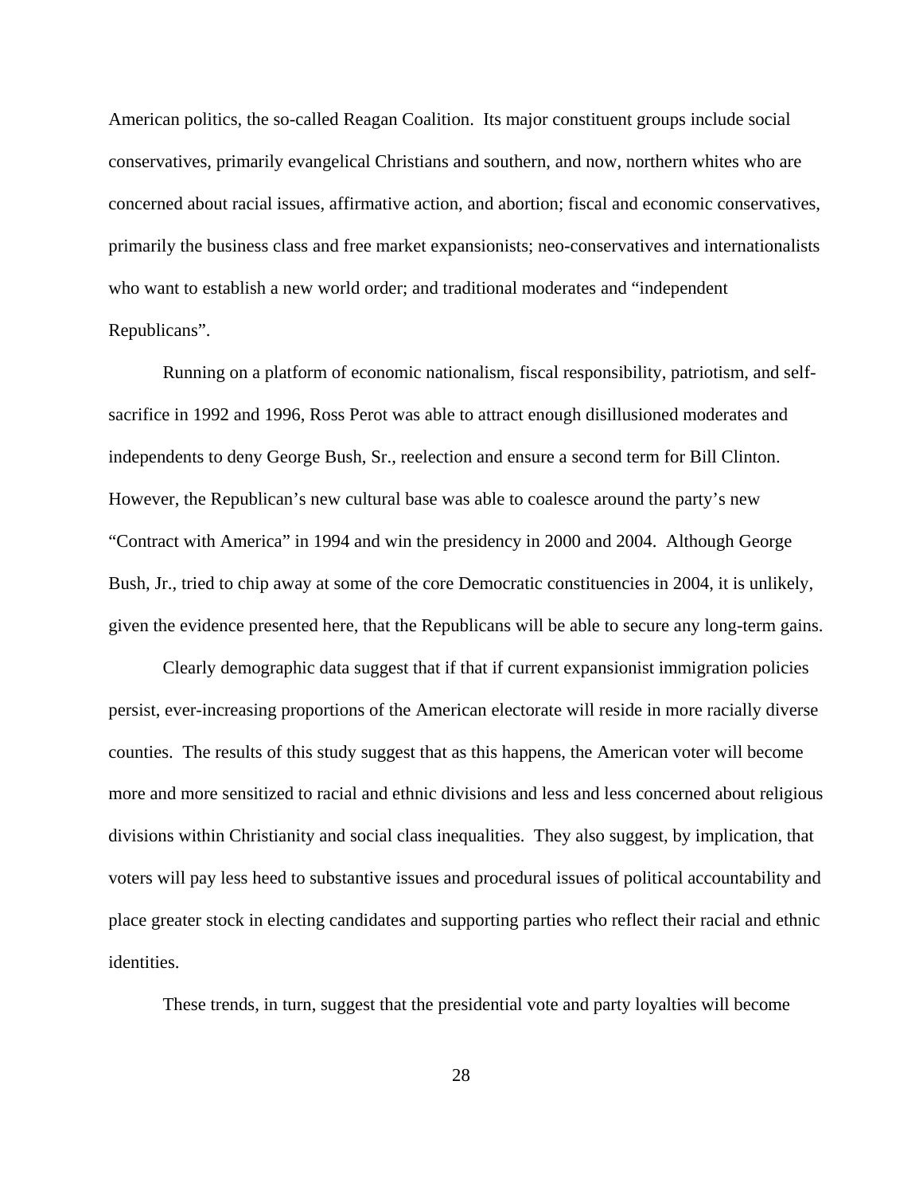American politics, the so-called Reagan Coalition. Its major constituent groups include social conservatives, primarily evangelical Christians and southern, and now, northern whites who are concerned about racial issues, affirmative action, and abortion; fiscal and economic conservatives, primarily the business class and free market expansionists; neo-conservatives and internationalists who want to establish a new world order; and traditional moderates and "independent Republicans".

Running on a platform of economic nationalism, fiscal responsibility, patriotism, and self-sacrifice in 1992 and 1996, Ross Perot was able to attract enough disillusioned moderates and independents to deny George Bush, Sr., reelection and ensure a second term for Bill Clinton. However, the Republican's new cultural base was able to coalesce around the party's new "Contract with America" in 1994 and win the presidency in 2000 and 2004. Although George Bush, Jr., tried to chip away at some of the core Democratic constituencies in 2004, it is unlikely, given the evidence presented here, that the Republicans will be able to secure any long-term gains.

Clearly demographic data suggest that if that if current expansionist immigration policies persist, ever-increasing proportions of the American electorate will reside in more racially diverse counties. The results of this study suggest that as this happens, the American voter will become more and more sensitized to racial and ethnic divisions and less and less concerned about religious divisions within Christianity and social class inequalities. They also suggest, by implication, that voters will pay less heed to substantive issues and procedural issues of political accountability and place greater stock in electing candidates and supporting parties who reflect their racial and ethnic identities.

These trends, in turn, suggest that the presidential vote and party loyalties will become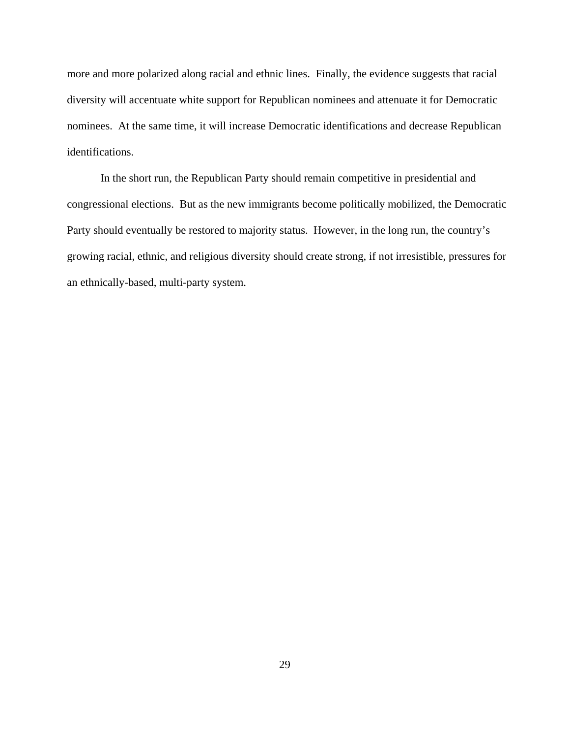more and more polarized along racial and ethnic lines. Finally, the evidence suggests that racial diversity will accentuate white support for Republican nominees and attenuate it for Democratic nominees. At the same time, it will increase Democratic identifications and decrease Republican identifications.

In the short run, the Republican Party should remain competitive in presidential and congressional elections. But as the new immigrants become politically mobilized, the Democratic Party should eventually be restored to majority status. However, in the long run, the country's growing racial, ethnic, and religious diversity should create strong, if not irresistible, pressures for an ethnically-based, multi-party system.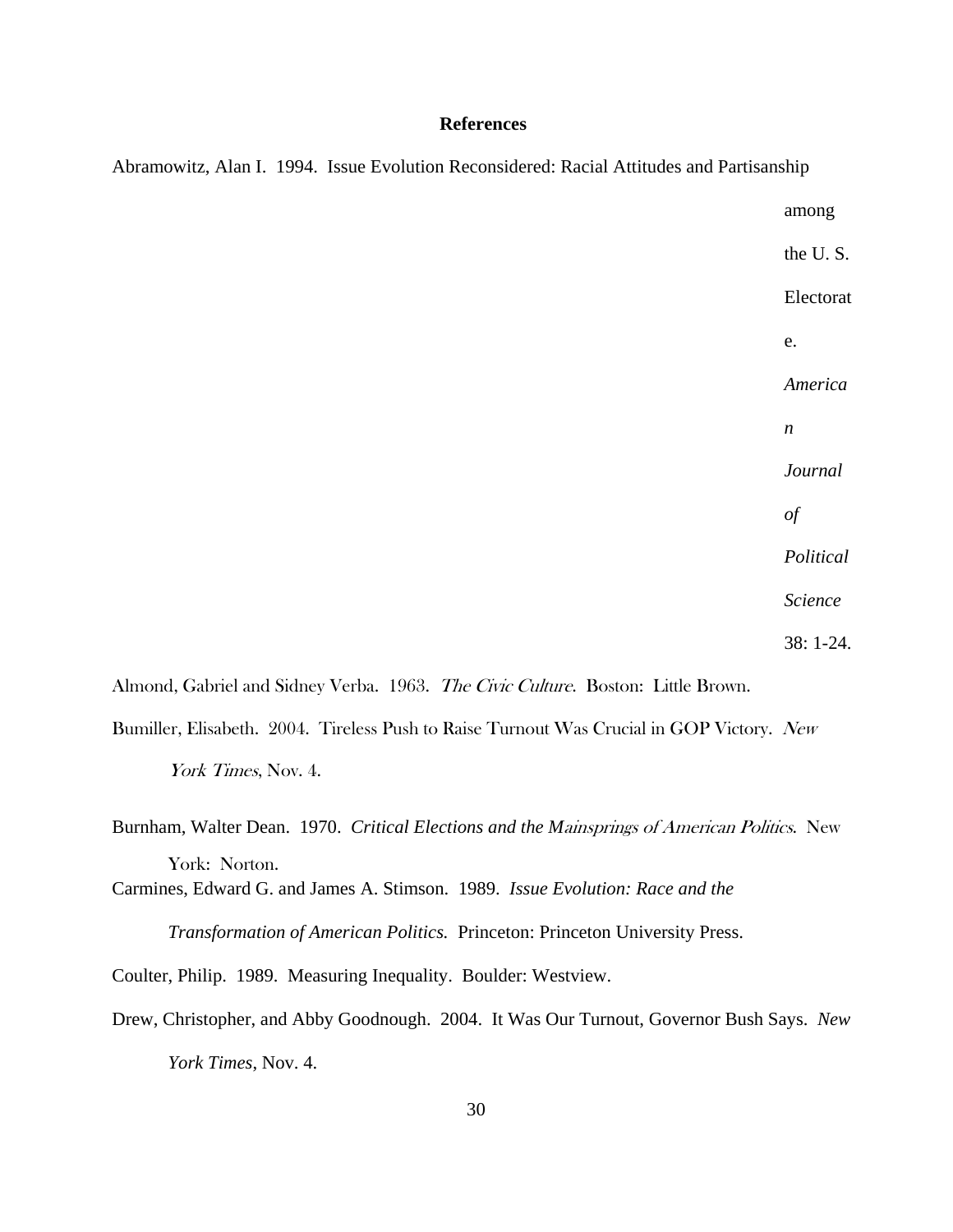## References

Abramowitz, Alan I. 1994. Issue Evolution Reconsidered: Racial Attitudes and Partisanship among the U. S. Electorate. *American Journal of Political Science* 38: 1-24.

Almond, Gabriel and Sidney Verba. 1963. *The Civic Culture*. Boston: Little Brown.

Bumiller, Elisabeth. 2004. Tireless Push to Raise Turnout Was Crucial in GOP Victory. *New York Times*, Nov. 4.

Burnham, Walter Dean. 1970. *Critical Elections and the Mainsprings of American Politics*. New York: Norton.

Carmines, Edward G. and James A. Stimson. 1989. *Issue Evolution: Race and the Transformation of American Politics.* Princeton: Princeton University Press.

Coulter, Philip. 1989. Measuring Inequality. Boulder: Westview.

Drew, Christopher, and Abby Goodnough. 2004. It Was Our Turnout, Governor Bush Says. *New York Times*, Nov. 4.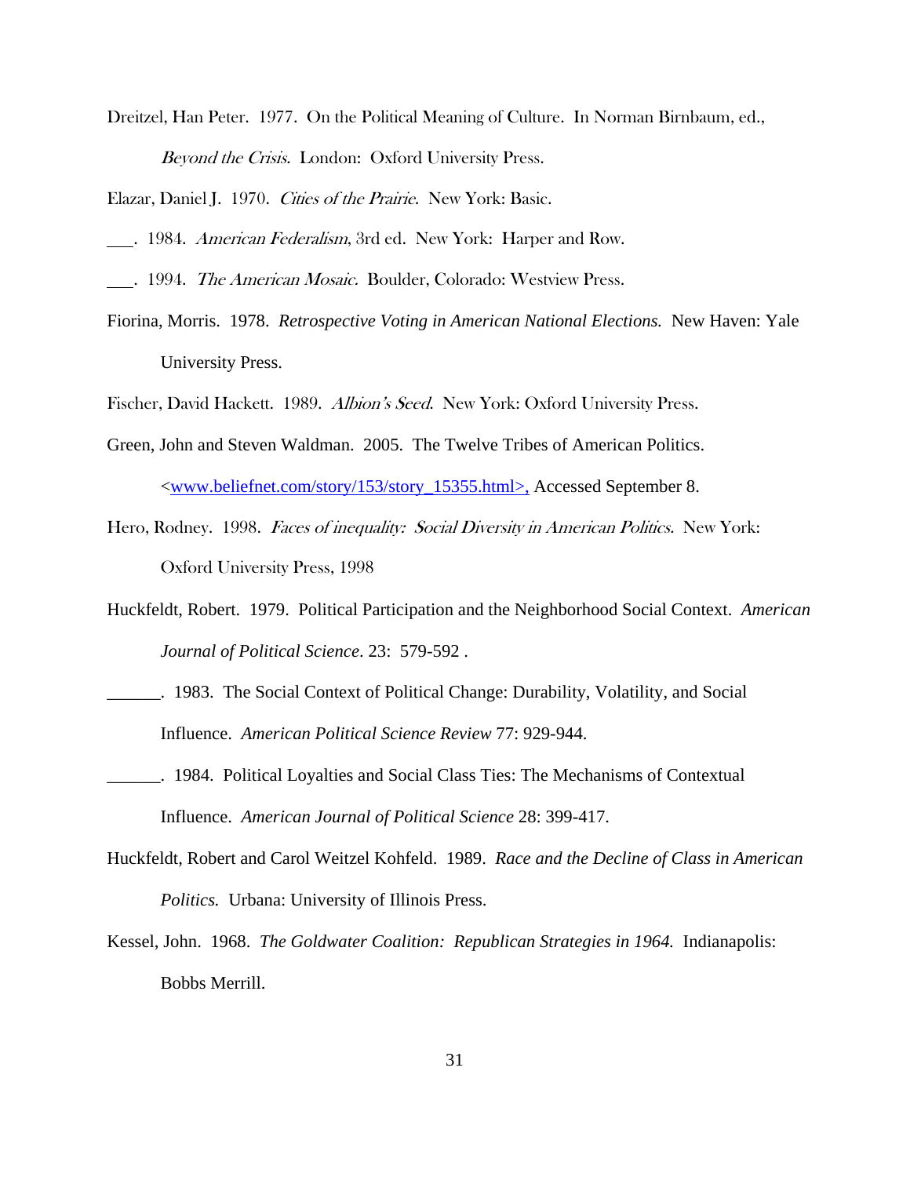Dreitzel, Han Peter. 1977. On the Political Meaning of Culture. In Norman Birnbaum, ed., *Beyond the Crisis.* London: Oxford University Press.

Elazar, Daniel J. 1970. *Cities of the Prairie.* New York: Basic.

___. 1984. *American Federalism*, 3rd ed. New York: Harper and Row.

___. 1994. *The American Mosaic.* Boulder, Colorado: Westview Press.

Fiorina, Morris. 1978. *Retrospective Voting in American National Elections.* New Haven: Yale University Press.

Fischer, David Hackett. 1989. *Albion's Seed.* New York: Oxford University Press.

Green, John and Steven Waldman. 2005. The Twelve Tribes of American Politics. <www.beliefnet.com/story/153/story_15355.html>, Accessed September 8.

Hero, Rodney. 1998. *Faces of inequality: Social Diversity in American Politics.* New York: Oxford University Press, 1998

Huckfeldt, Robert. 1979. Political Participation and the Neighborhood Social Context. *American Journal of Political Science*. 23: 579-592 .

______. 1983. The Social Context of Political Change: Durability, Volatility, and Social Influence. *American Political Science Review* 77: 929-944.

______. 1984. Political Loyalties and Social Class Ties: The Mechanisms of Contextual Influence. *American Journal of Political Science* 28: 399-417.

Huckfeldt, Robert and Carol Weitzel Kohfeld. 1989. *Race and the Decline of Class in American Politics.* Urbana: University of Illinois Press.

Kessel, John. 1968. *The Goldwater Coalition: Republican Strategies in 1964.* Indianapolis: Bobbs Merrill.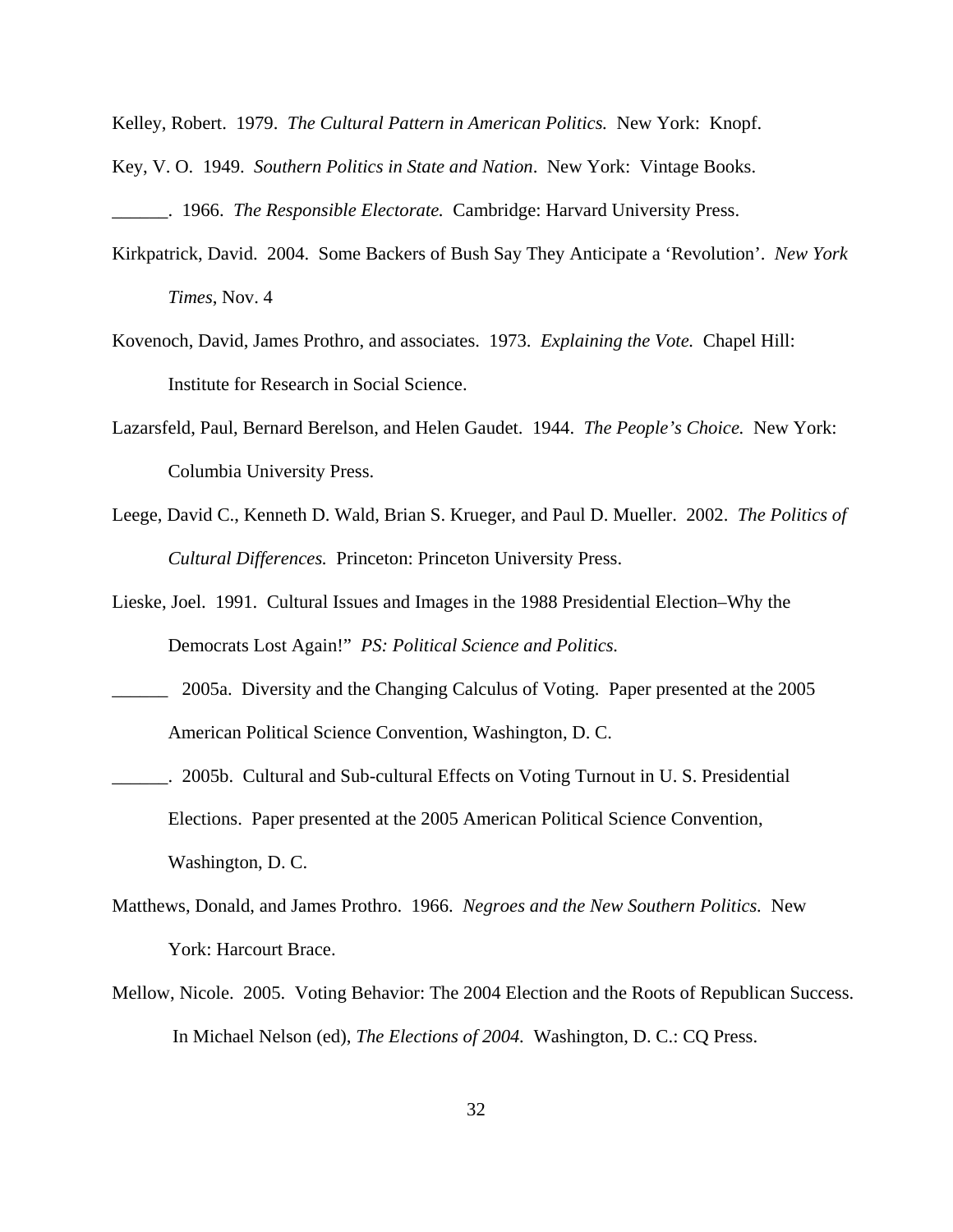Kelley, Robert. 1979. *The Cultural Pattern in American Politics.* New York: Knopf.

Key, V. O. 1949. *Southern Politics in State and Nation*. New York: Vintage Books.

______. 1966. *The Responsible Electorate.* Cambridge: Harvard University Press.

Kirkpatrick, David. 2004. Some Backers of Bush Say They Anticipate a 'Revolution'. *New York Times*, Nov. 4

Kovenoch, David, James Prothro, and associates. 1973. *Explaining the Vote.* Chapel Hill: Institute for Research in Social Science.

Lazarsfeld, Paul, Bernard Berelson, and Helen Gaudet. 1944. *The People's Choice.* New York: Columbia University Press.

Leege, David C., Kenneth D. Wald, Brian S. Krueger, and Paul D. Mueller. 2002. *The Politics of Cultural Differences.* Princeton: Princeton University Press.

Lieske, Joel. 1991. Cultural Issues and Images in the 1988 Presidential Election–Why the Democrats Lost Again!" *PS: Political Science and Politics.*

______ 2005a. Diversity and the Changing Calculus of Voting. Paper presented at the 2005 American Political Science Convention, Washington, D. C.

______. 2005b. Cultural and Sub-cultural Effects on Voting Turnout in U. S. Presidential Elections. Paper presented at the 2005 American Political Science Convention, Washington, D. C.

Matthews, Donald, and James Prothro. 1966. *Negroes and the New Southern Politics.* New York: Harcourt Brace.

Mellow, Nicole. 2005. Voting Behavior: The 2004 Election and the Roots of Republican Success. In Michael Nelson (ed), *The Elections of 2004.* Washington, D. C.: CQ Press.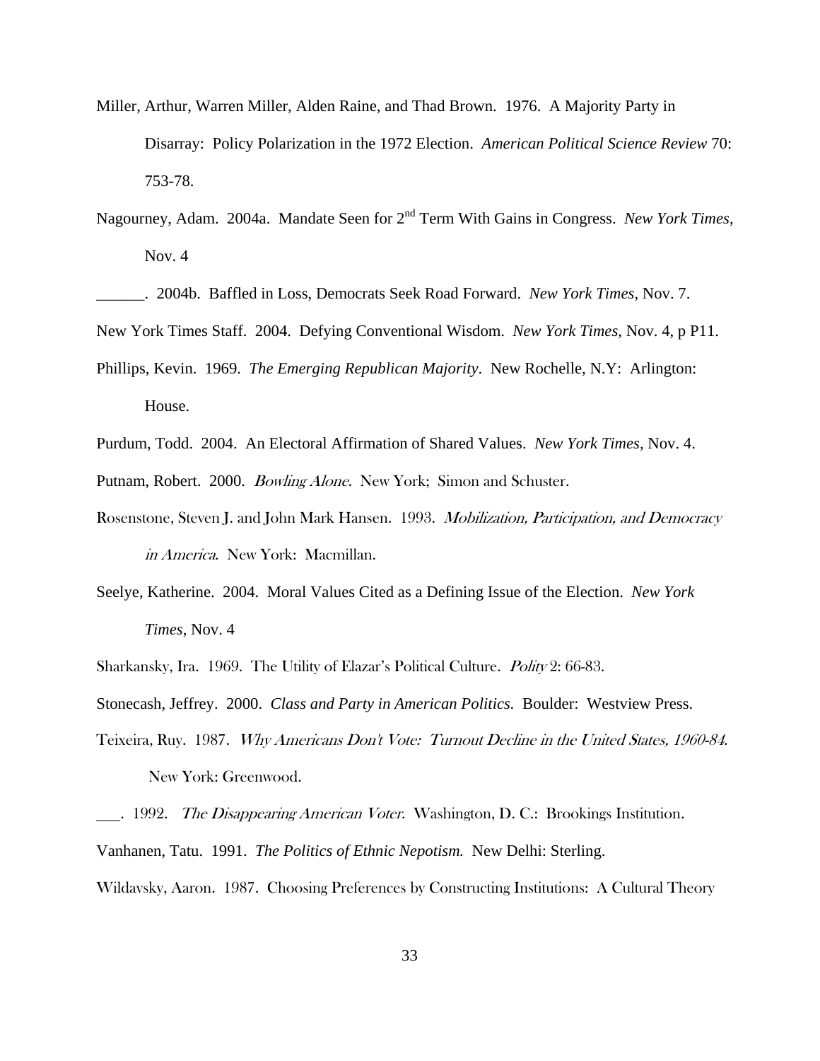Miller, Arthur, Warren Miller, Alden Raine, and Thad Brown. 1976. A Majority Party in Disarray: Policy Polarization in the 1972 Election. *American Political Science Review* 70: 753-78.

Nagourney, Adam. 2004a. Mandate Seen for 2nd Term With Gains in Congress. *New York Times*, Nov. 4

______. 2004b. Baffled in Loss, Democrats Seek Road Forward. *New York Times*, Nov. 7.

New York Times Staff. 2004. Defying Conventional Wisdom. *New York Times*, Nov. 4, p P11.

Phillips, Kevin. 1969. *The Emerging Republican Majority*. New Rochelle, N.Y: Arlington: House.

Purdum, Todd. 2004. An Electoral Affirmation of Shared Values. *New York Times*, Nov. 4.

Putnam, Robert. 2000. *Bowling Alone*. New York; Simon and Schuster.

Rosenstone, Steven J. and John Mark Hansen. 1993. *Mobilization, Participation, and Democracy in America*. New York: Macmillan.

Seelye, Katherine. 2004. Moral Values Cited as a Defining Issue of the Election. *New York Times*, Nov. 4

Sharkansky, Ira. 1969. The Utility of Elazar's Political Culture. *Polity* 2: 66-83.

Stonecash, Jeffrey. 2000. *Class and Party in American Politics.* Boulder: Westview Press.

Teixeira, Ruy. 1987. *Why Americans Don't Vote: Turnout Decline in the United States, 1960-84.* New York: Greenwood.

___. 1992. *The Disappearing American Voter.* Washington, D. C.: Brookings Institution.

Vanhanen, Tatu. 1991. *The Politics of Ethnic Nepotism.* New Delhi: Sterling.

Wildavsky, Aaron. 1987. Choosing Preferences by Constructing Institutions: A Cultural Theory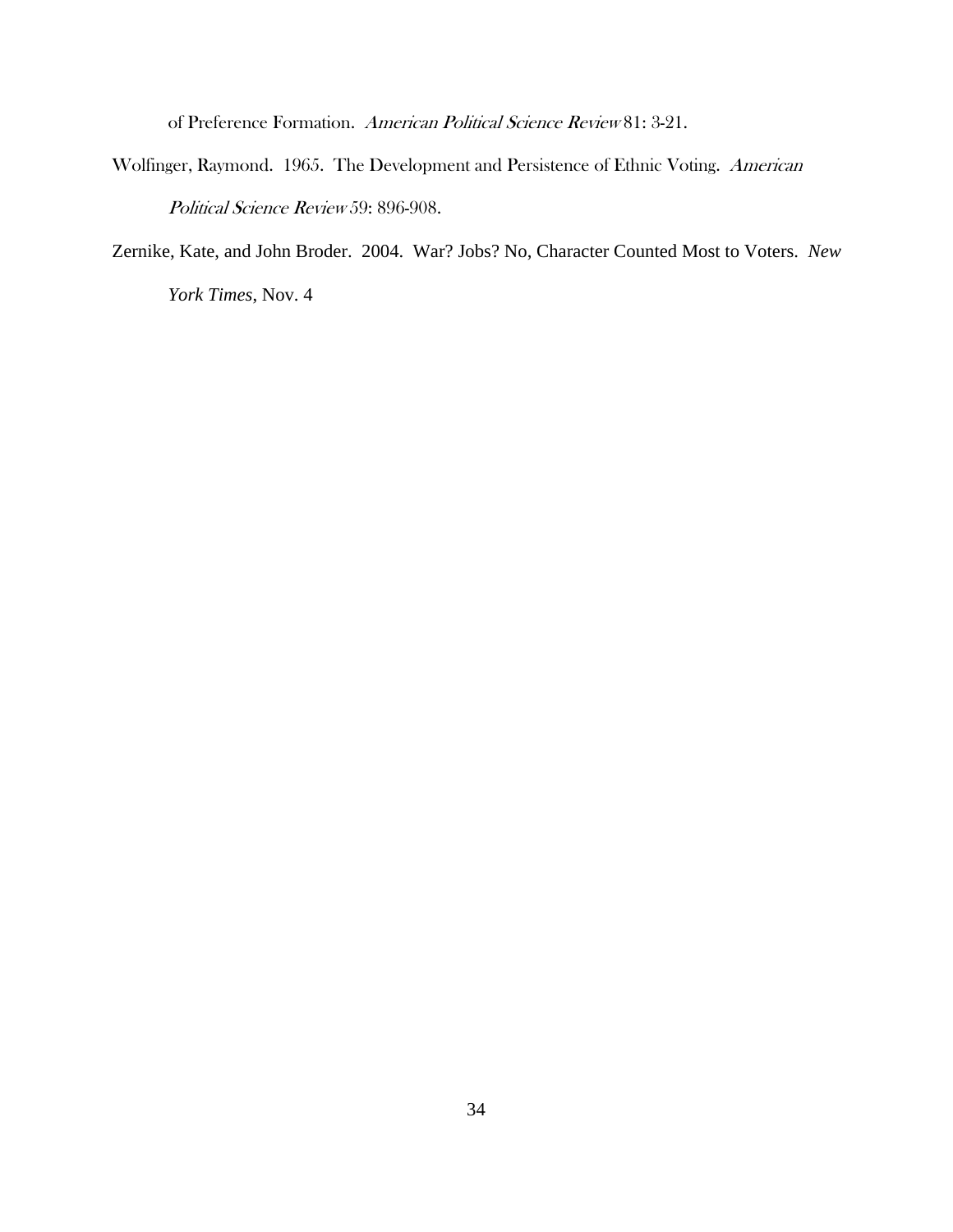of Preference Formation. *American Political Science Review* 81: 3-21.

Wolfinger, Raymond. 1965. The Development and Persistence of Ethnic Voting. *American Political Science Review* 59: 896-908.

Zernike, Kate, and John Broder. 2004. War? Jobs? No, Character Counted Most to Voters. *New York Times*, Nov. 4